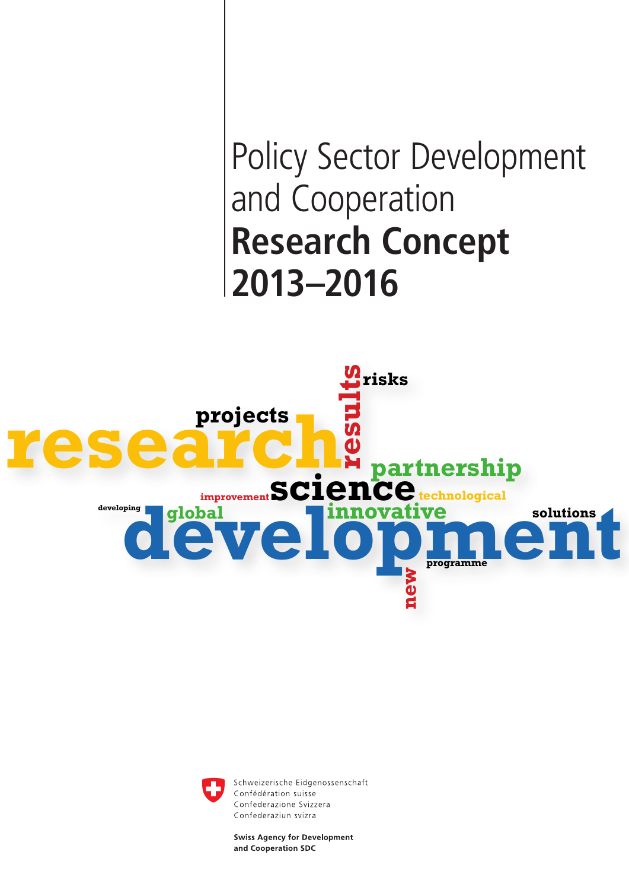# Policy Sector Development and Cooperation

# Research Concept 2013–2016

risks
projects
research
results
partnership
science
improvement
technological
developing
global
innovative
solutions
development
programme
new

Schweizerische Eidgenossenschaft
Confédération suisse
Confederazione Svizzera
Confederaziun svizra

**Swiss Agency for Development and Cooperation SDC**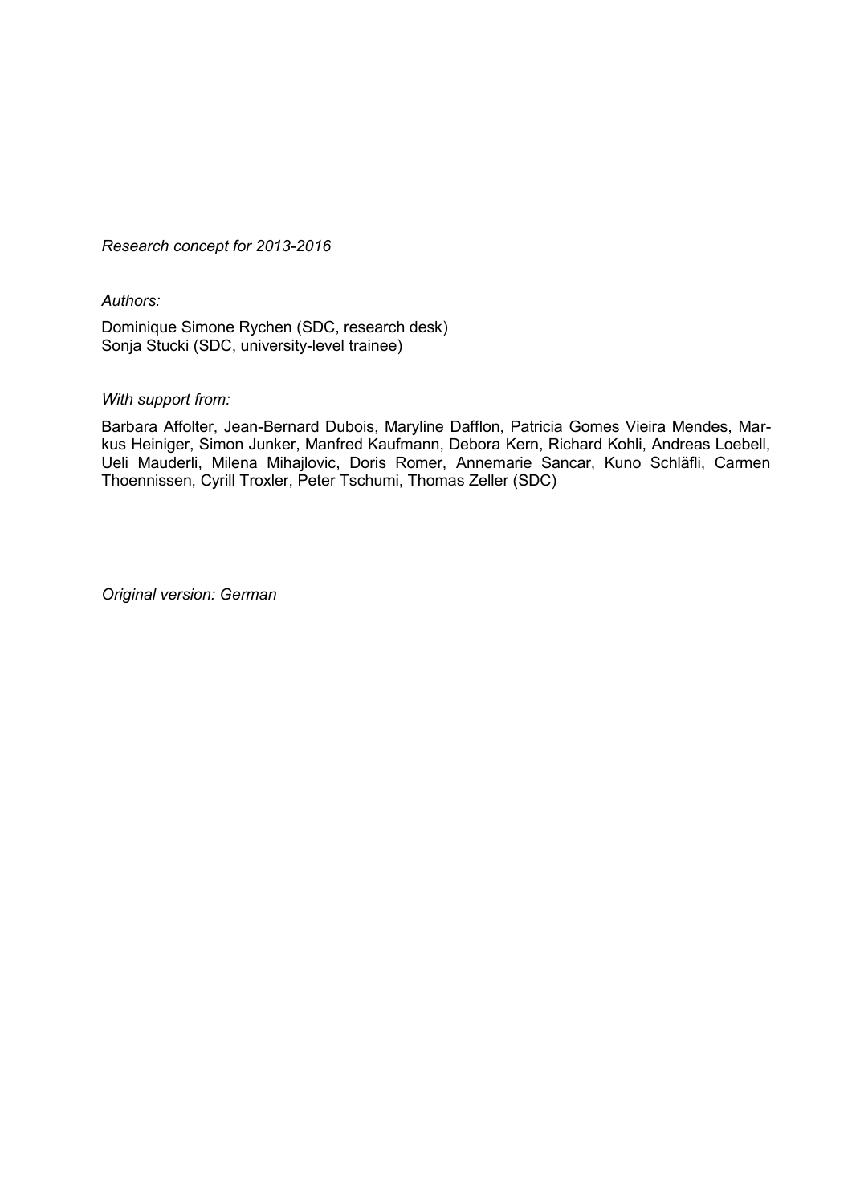*Research concept for 2013-2016*

*Authors:*

Dominique Simone Rychen (SDC, research desk)
Sonja Stucki (SDC, university-level trainee)

*With support from:*

Barbara Affolter, Jean-Bernard Dubois, Maryline Dafflon, Patricia Gomes Vieira Mendes, Markus Heiniger, Simon Junker, Manfred Kaufmann, Debora Kern, Richard Kohli, Andreas Loebell, Ueli Mauderli, Milena Mihajlovic, Doris Romer, Annemarie Sancar, Kuno Schläfli, Carmen Thoennissen, Cyrill Troxler, Peter Tschumi, Thomas Zeller (SDC)

*Original version: German*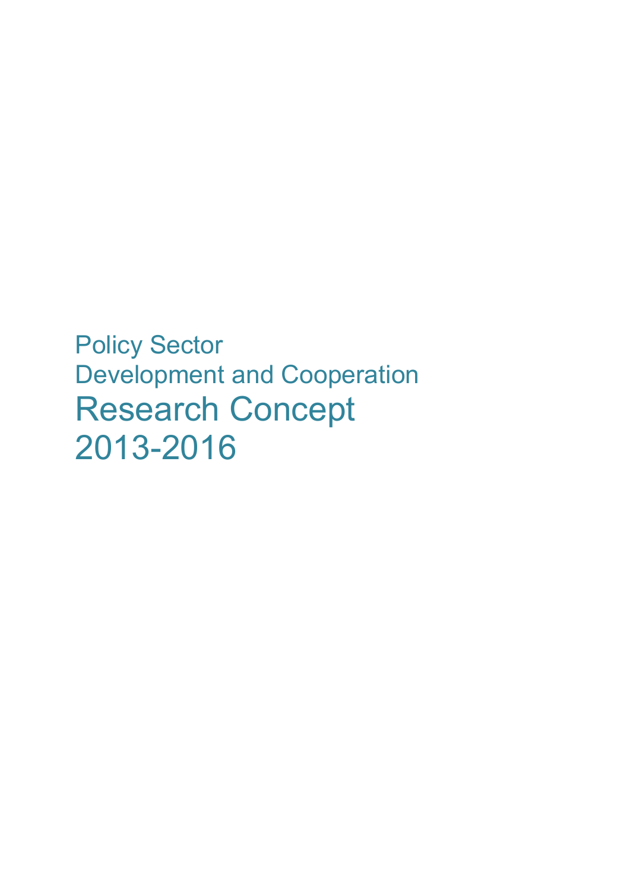Policy Sector
Development and Cooperation

# Research Concept 2013-2016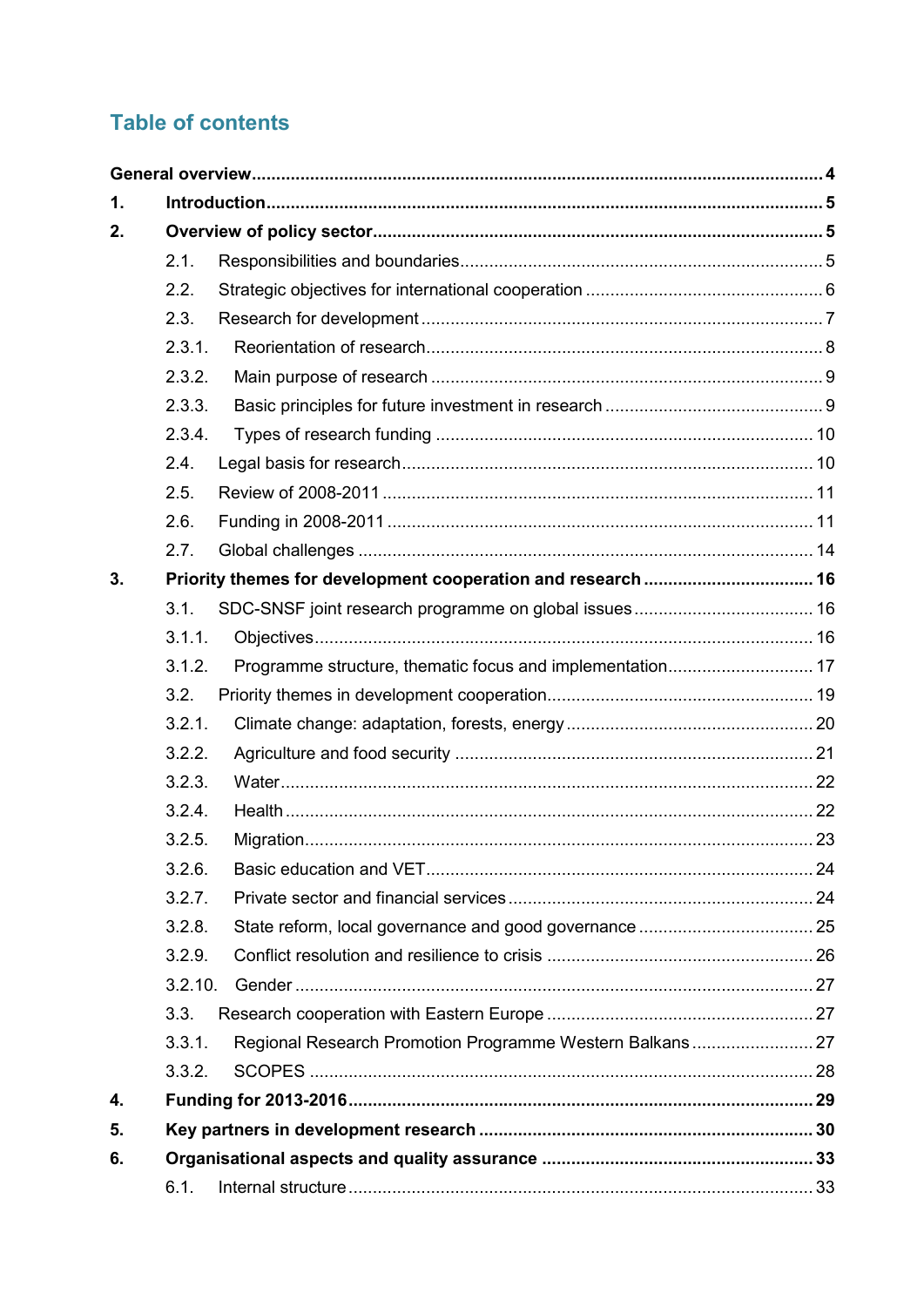# Table of contents

**General overview** ..... **4**

**1. Introduction** ..... **5**

**2. Overview of policy sector** ..... **5**

- 2.1. Responsibilities and boundaries ..... 5
- 2.2. Strategic objectives for international cooperation ..... 6
- 2.3. Research for development ..... 7
  - 2.3.1. Reorientation of research ..... 8
  - 2.3.2. Main purpose of research ..... 9
  - 2.3.3. Basic principles for future investment in research ..... 9
  - 2.3.4. Types of research funding ..... 10
- 2.4. Legal basis for research ..... 10
- 2.5. Review of 2008-2011 ..... 11
- 2.6. Funding in 2008-2011 ..... 11
- 2.7. Global challenges ..... 14

**3. Priority themes for development cooperation and research** ..... **16**

- 3.1. SDC-SNSF joint research programme on global issues ..... 16
  - 3.1.1. Objectives ..... 16
  - 3.1.2. Programme structure, thematic focus and implementation ..... 17
- 3.2. Priority themes in development cooperation ..... 19
  - 3.2.1. Climate change: adaptation, forests, energy ..... 20
  - 3.2.2. Agriculture and food security ..... 21
  - 3.2.3. Water ..... 22
  - 3.2.4. Health ..... 22
  - 3.2.5. Migration ..... 23
  - 3.2.6. Basic education and VET ..... 24
  - 3.2.7. Private sector and financial services ..... 24
  - 3.2.8. State reform, local governance and good governance ..... 25
  - 3.2.9. Conflict resolution and resilience to crisis ..... 26
  - 3.2.10. Gender ..... 27
- 3.3. Research cooperation with Eastern Europe ..... 27
  - 3.3.1. Regional Research Promotion Programme Western Balkans ..... 27
  - 3.3.2. SCOPES ..... 28

**4. Funding for 2013-2016** ..... **29**

**5. Key partners in development research** ..... **30**

**6. Organisational aspects and quality assurance** ..... **33**

- 6.1. Internal structure ..... 33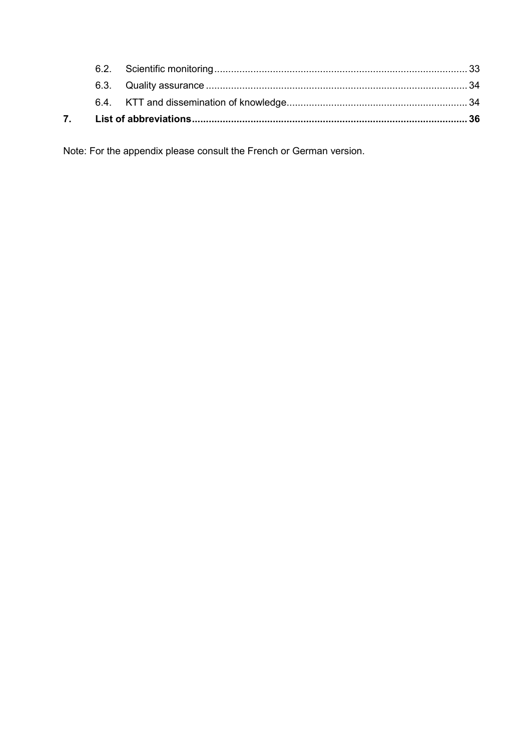6.2. Scientific monitoring ........................................................................................ 33

6.3. Quality assurance ........................................................................................... 34

6.4. KTT and dissemination of knowledge ............................................................... 34

**7. List of abbreviations ........................................................................................... 36**

Note: For the appendix please consult the French or German version.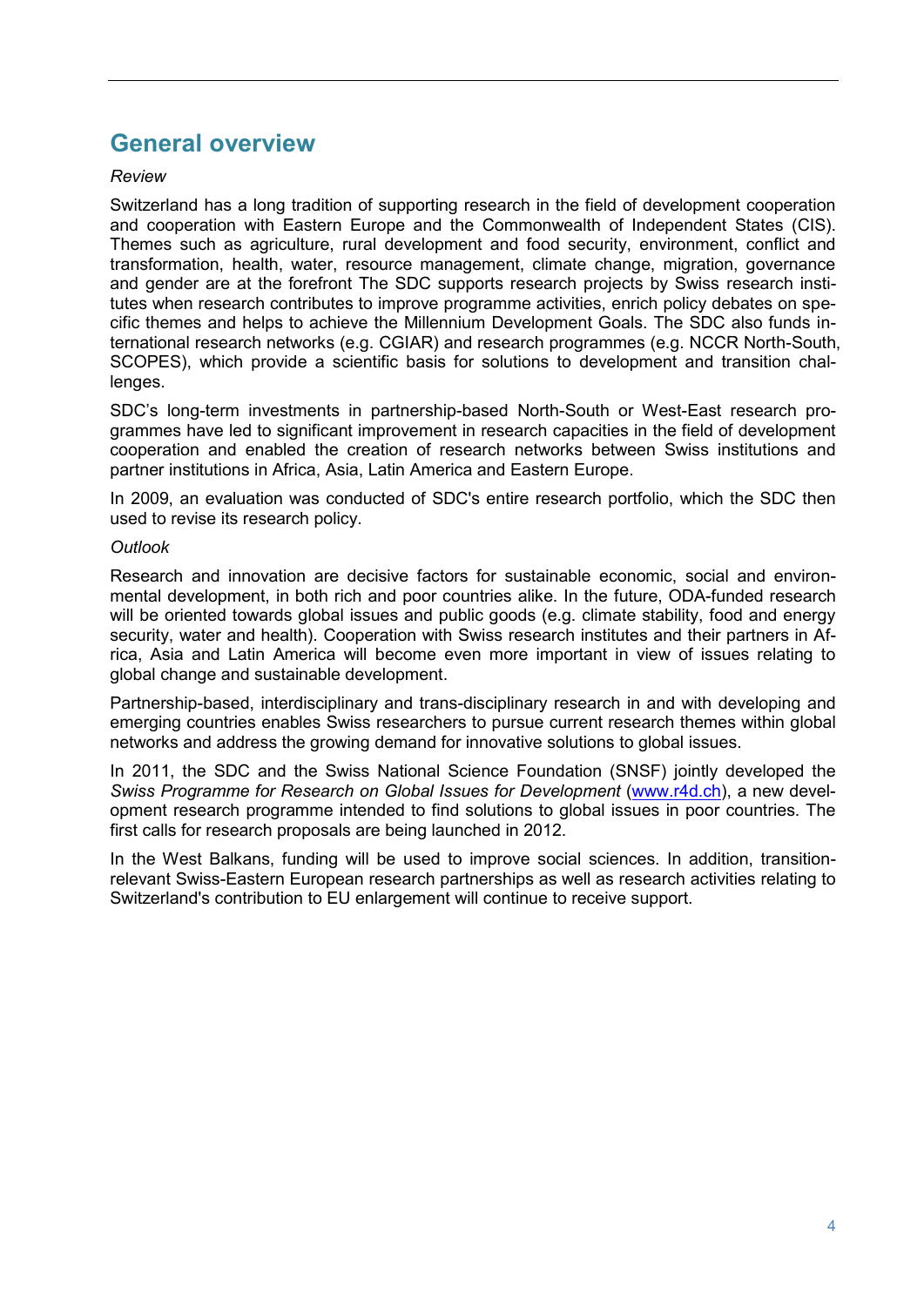## General overview

*Review*

Switzerland has a long tradition of supporting research in the field of development cooperation and cooperation with Eastern Europe and the Commonwealth of Independent States (CIS). Themes such as agriculture, rural development and food security, environment, conflict and transformation, health, water, resource management, climate change, migration, governance and gender are at the forefront The SDC supports research projects by Swiss research institutes when research contributes to improve programme activities, enrich policy debates on specific themes and helps to achieve the Millennium Development Goals. The SDC also funds international research networks (e.g. CGIAR) and research programmes (e.g. NCCR North-South, SCOPES), which provide a scientific basis for solutions to development and transition challenges.

SDC's long-term investments in partnership-based North-South or West-East research programmes have led to significant improvement in research capacities in the field of development cooperation and enabled the creation of research networks between Swiss institutions and partner institutions in Africa, Asia, Latin America and Eastern Europe.

In 2009, an evaluation was conducted of SDC's entire research portfolio, which the SDC then used to revise its research policy.

*Outlook*

Research and innovation are decisive factors for sustainable economic, social and environmental development, in both rich and poor countries alike. In the future, ODA-funded research will be oriented towards global issues and public goods (e.g. climate stability, food and energy security, water and health). Cooperation with Swiss research institutes and their partners in Africa, Asia and Latin America will become even more important in view of issues relating to global change and sustainable development.

Partnership-based, interdisciplinary and trans-disciplinary research in and with developing and emerging countries enables Swiss researchers to pursue current research themes within global networks and address the growing demand for innovative solutions to global issues.

In 2011, the SDC and the Swiss National Science Foundation (SNSF) jointly developed the *Swiss Programme for Research on Global Issues for Development* (www.r4d.ch), a new development research programme intended to find solutions to global issues in poor countries. The first calls for research proposals are being launched in 2012.

In the West Balkans, funding will be used to improve social sciences. In addition, transition-relevant Swiss-Eastern European research partnerships as well as research activities relating to Switzerland's contribution to EU enlargement will continue to receive support.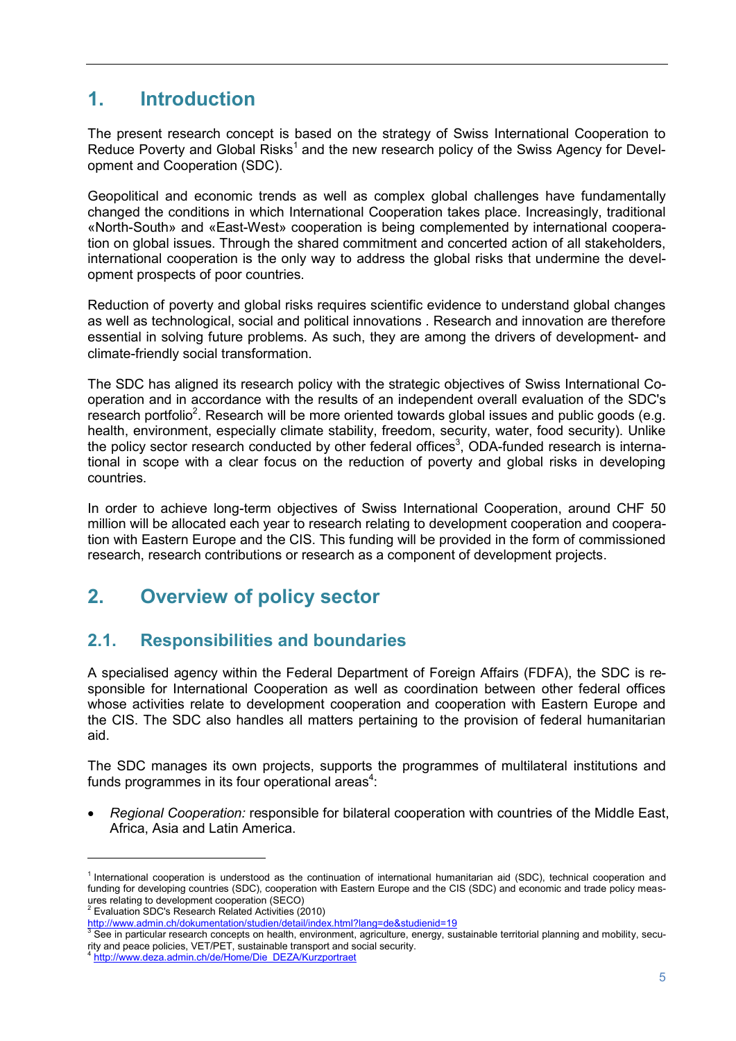# 1. Introduction

The present research concept is based on the strategy of Swiss International Cooperation to Reduce Poverty and Global Risks[1] and the new research policy of the Swiss Agency for Development and Cooperation (SDC).

Geopolitical and economic trends as well as complex global challenges have fundamentally changed the conditions in which International Cooperation takes place. Increasingly, traditional «North-South» and «East-West» cooperation is being complemented by international cooperation on global issues. Through the shared commitment and concerted action of all stakeholders, international cooperation is the only way to address the global risks that undermine the development prospects of poor countries.

Reduction of poverty and global risks requires scientific evidence to understand global changes as well as technological, social and political innovations . Research and innovation are therefore essential in solving future problems. As such, they are among the drivers of development- and climate-friendly social transformation.

The SDC has aligned its research policy with the strategic objectives of Swiss International Cooperation and in accordance with the results of an independent overall evaluation of the SDC's research portfolio[2]. Research will be more oriented towards global issues and public goods (e.g. health, environment, especially climate stability, freedom, security, water, food security). Unlike the policy sector research conducted by other federal offices[3], ODA-funded research is international in scope with a clear focus on the reduction of poverty and global risks in developing countries.

In order to achieve long-term objectives of Swiss International Cooperation, around CHF 50 million will be allocated each year to research relating to development cooperation and cooperation with Eastern Europe and the CIS. This funding will be provided in the form of commissioned research, research contributions or research as a component of development projects.

# 2. Overview of policy sector

## 2.1. Responsibilities and boundaries

A specialised agency within the Federal Department of Foreign Affairs (FDFA), the SDC is responsible for International Cooperation as well as coordination between other federal offices whose activities relate to development cooperation and cooperation with Eastern Europe and the CIS. The SDC also handles all matters pertaining to the provision of federal humanitarian aid.

The SDC manages its own projects, supports the programmes of multilateral institutions and funds programmes in its four operational areas[4]:

- *Regional Cooperation:* responsible for bilateral cooperation with countries of the Middle East, Africa, Asia and Latin America.

---

[1] International cooperation is understood as the continuation of international humanitarian aid (SDC), technical cooperation and funding for developing countries (SDC), cooperation with Eastern Europe and the CIS (SDC) and economic and trade policy measures relating to development cooperation (SECO)

[2] Evaluation SDC's Research Related Activities (2010) http://www.admin.ch/dokumentation/studien/detail/index.html?lang=de&studienid=19

[3] See in particular research concepts on health, environment, agriculture, energy, sustainable territorial planning and mobility, security and peace policies, VET/PET, sustainable transport and social security.

[4] http://www.deza.admin.ch/de/Home/Die_DEZA/Kurzportraet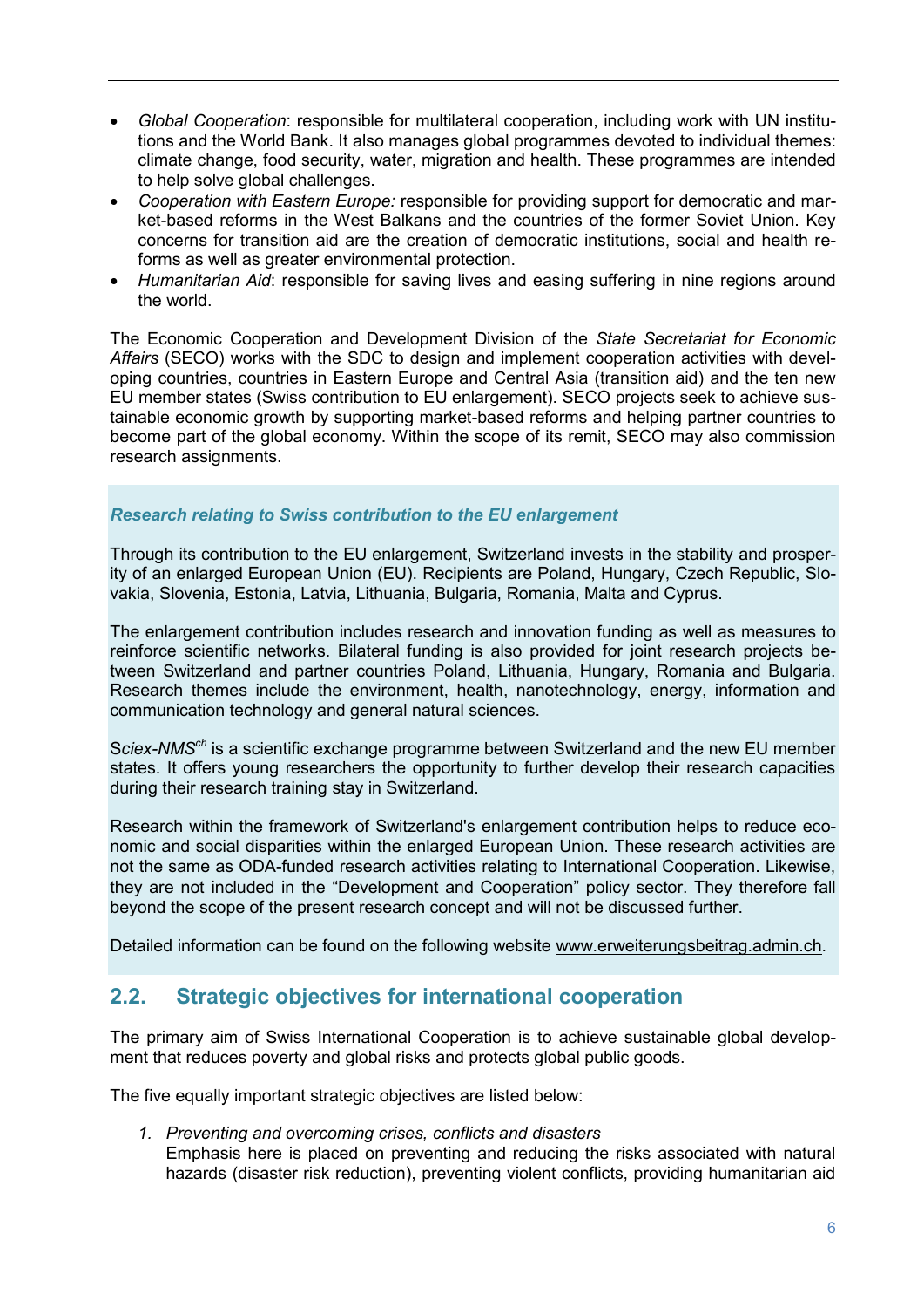- *Global Cooperation*: responsible for multilateral cooperation, including work with UN institutions and the World Bank. It also manages global programmes devoted to individual themes: climate change, food security, water, migration and health. These programmes are intended to help solve global challenges.
- *Cooperation with Eastern Europe:* responsible for providing support for democratic and market-based reforms in the West Balkans and the countries of the former Soviet Union. Key concerns for transition aid are the creation of democratic institutions, social and health reforms as well as greater environmental protection.
- *Humanitarian Aid*: responsible for saving lives and easing suffering in nine regions around the world.

The Economic Cooperation and Development Division of the *State Secretariat for Economic Affairs* (SECO) works with the SDC to design and implement cooperation activities with developing countries, countries in Eastern Europe and Central Asia (transition aid) and the ten new EU member states (Swiss contribution to EU enlargement). SECO projects seek to achieve sustainable economic growth by supporting market-based reforms and helping partner countries to become part of the global economy. Within the scope of its remit, SECO may also commission research assignments.

***Research relating to Swiss contribution to the EU enlargement***

Through its contribution to the EU enlargement, Switzerland invests in the stability and prosperity of an enlarged European Union (EU). Recipients are Poland, Hungary, Czech Republic, Slovakia, Slovenia, Estonia, Latvia, Lithuania, Bulgaria, Romania, Malta and Cyprus.

The enlargement contribution includes research and innovation funding as well as measures to reinforce scientific networks. Bilateral funding is also provided for joint research projects between Switzerland and partner countries Poland, Lithuania, Hungary, Romania and Bulgaria. Research themes include the environment, health, nanotechnology, energy, information and communication technology and general natural sciences.

S*ciex-NMS$^{ch}$* is a scientific exchange programme between Switzerland and the new EU member states. It offers young researchers the opportunity to further develop their research capacities during their research training stay in Switzerland.

Research within the framework of Switzerland's enlargement contribution helps to reduce economic and social disparities within the enlarged European Union. These research activities are not the same as ODA-funded research activities relating to International Cooperation. Likewise, they are not included in the "Development and Cooperation" policy sector. They therefore fall beyond the scope of the present research concept and will not be discussed further.

Detailed information can be found on the following website www.erweiterungsbeitrag.admin.ch.

## 2.2. Strategic objectives for international cooperation

The primary aim of Swiss International Cooperation is to achieve sustainable global development that reduces poverty and global risks and protects global public goods.

The five equally important strategic objectives are listed below:

1. *Preventing and overcoming crises, conflicts and disasters*
   Emphasis here is placed on preventing and reducing the risks associated with natural hazards (disaster risk reduction), preventing violent conflicts, providing humanitarian aid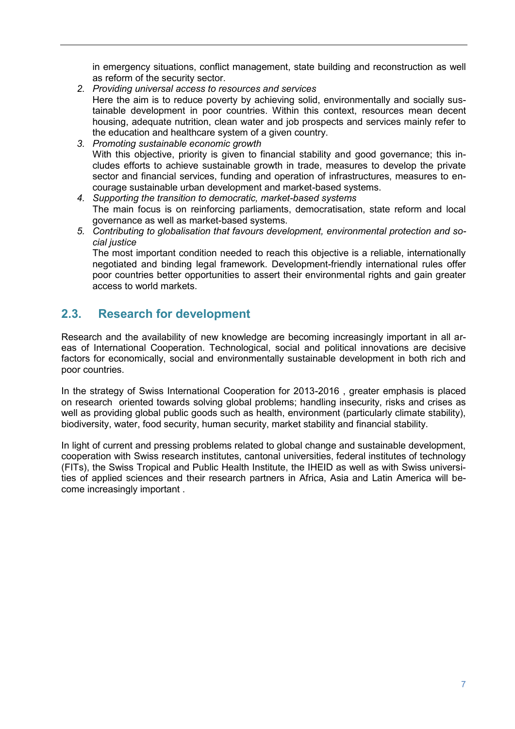in emergency situations, conflict management, state building and reconstruction as well as reform of the security sector.

2. *Providing universal access to resources and services*
   Here the aim is to reduce poverty by achieving solid, environmentally and socially sustainable development in poor countries. Within this context, resources mean decent housing, adequate nutrition, clean water and job prospects and services mainly refer to the education and healthcare system of a given country.
3. *Promoting sustainable economic growth*
   With this objective, priority is given to financial stability and good governance; this includes efforts to achieve sustainable growth in trade, measures to develop the private sector and financial services, funding and operation of infrastructures, measures to encourage sustainable urban development and market-based systems.
4. *Supporting the transition to democratic, market-based systems*
   The main focus is on reinforcing parliaments, democratisation, state reform and local governance as well as market-based systems.
5. *Contributing to globalisation that favours development, environmental protection and social justice*
   The most important condition needed to reach this objective is a reliable, internationally negotiated and binding legal framework. Development-friendly international rules offer poor countries better opportunities to assert their environmental rights and gain greater access to world markets.

## 2.3. Research for development

Research and the availability of new knowledge are becoming increasingly important in all areas of International Cooperation. Technological, social and political innovations are decisive factors for economically, social and environmentally sustainable development in both rich and poor countries.

In the strategy of Swiss International Cooperation for 2013-2016 , greater emphasis is placed on research oriented towards solving global problems; handling insecurity, risks and crises as well as providing global public goods such as health, environment (particularly climate stability), biodiversity, water, food security, human security, market stability and financial stability.

In light of current and pressing problems related to global change and sustainable development, cooperation with Swiss research institutes, cantonal universities, federal institutes of technology (FITs), the Swiss Tropical and Public Health Institute, the IHEID as well as with Swiss universities of applied sciences and their research partners in Africa, Asia and Latin America will become increasingly important .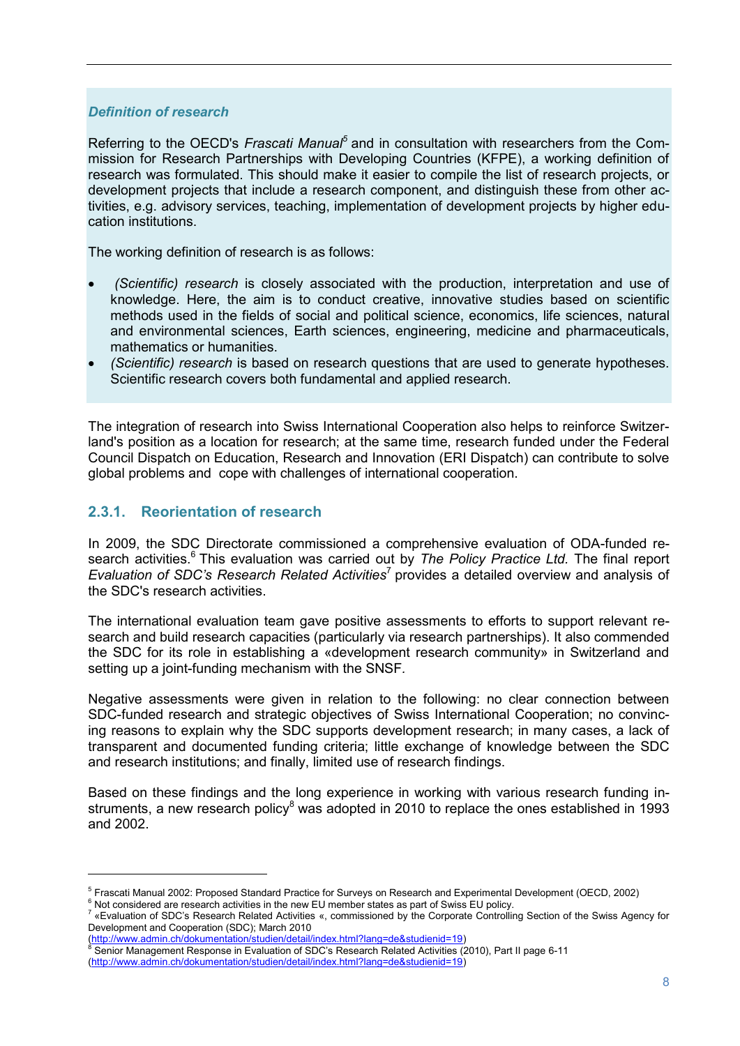***Definition of research***

Referring to the OECD's *Frascati Manual*[5] and in consultation with researchers from the Commission for Research Partnerships with Developing Countries (KFPE), a working definition of research was formulated. This should make it easier to compile the list of research projects, or development projects that include a research component, and distinguish these from other activities, e.g. advisory services, teaching, implementation of development projects by higher education institutions.

The working definition of research is as follows:

- *(Scientific) research* is closely associated with the production, interpretation and use of knowledge. Here, the aim is to conduct creative, innovative studies based on scientific methods used in the fields of social and political science, economics, life sciences, natural and environmental sciences, Earth sciences, engineering, medicine and pharmaceuticals, mathematics or humanities.
- *(Scientific) research* is based on research questions that are used to generate hypotheses. Scientific research covers both fundamental and applied research.

The integration of research into Swiss International Cooperation also helps to reinforce Switzerland's position as a location for research; at the same time, research funded under the Federal Council Dispatch on Education, Research and Innovation (ERI Dispatch) can contribute to solve global problems and cope with challenges of international cooperation.

### 2.3.1. Reorientation of research

In 2009, the SDC Directorate commissioned a comprehensive evaluation of ODA-funded research activities.[6] This evaluation was carried out by *The Policy Practice Ltd.* The final report *Evaluation of SDC's Research Related Activities*[7] provides a detailed overview and analysis of the SDC's research activities.

The international evaluation team gave positive assessments to efforts to support relevant research and build research capacities (particularly via research partnerships). It also commended the SDC for its role in establishing a «development research community» in Switzerland and setting up a joint-funding mechanism with the SNSF.

Negative assessments were given in relation to the following: no clear connection between SDC-funded research and strategic objectives of Swiss International Cooperation; no convincing reasons to explain why the SDC supports development research; in many cases, a lack of transparent and documented funding criteria; little exchange of knowledge between the SDC and research institutions; and finally, limited use of research findings.

Based on these findings and the long experience in working with various research funding instruments, a new research policy[8] was adopted in 2010 to replace the ones established in 1993 and 2002.

---

[5] Frascati Manual 2002: Proposed Standard Practice for Surveys on Research and Experimental Development (OECD, 2002)

[6] Not considered are research activities in the new EU member states as part of Swiss EU policy.

[7] «Evaluation of SDC's Research Related Activities «, commissioned by the Corporate Controlling Section of the Swiss Agency for Development and Cooperation (SDC); March 2010 (http://www.admin.ch/dokumentation/studien/detail/index.html?lang=de&studienid=19)

[8] Senior Management Response in Evaluation of SDC's Research Related Activities (2010), Part II page 6-11 (http://www.admin.ch/dokumentation/studien/detail/index.html?lang=de&studienid=19)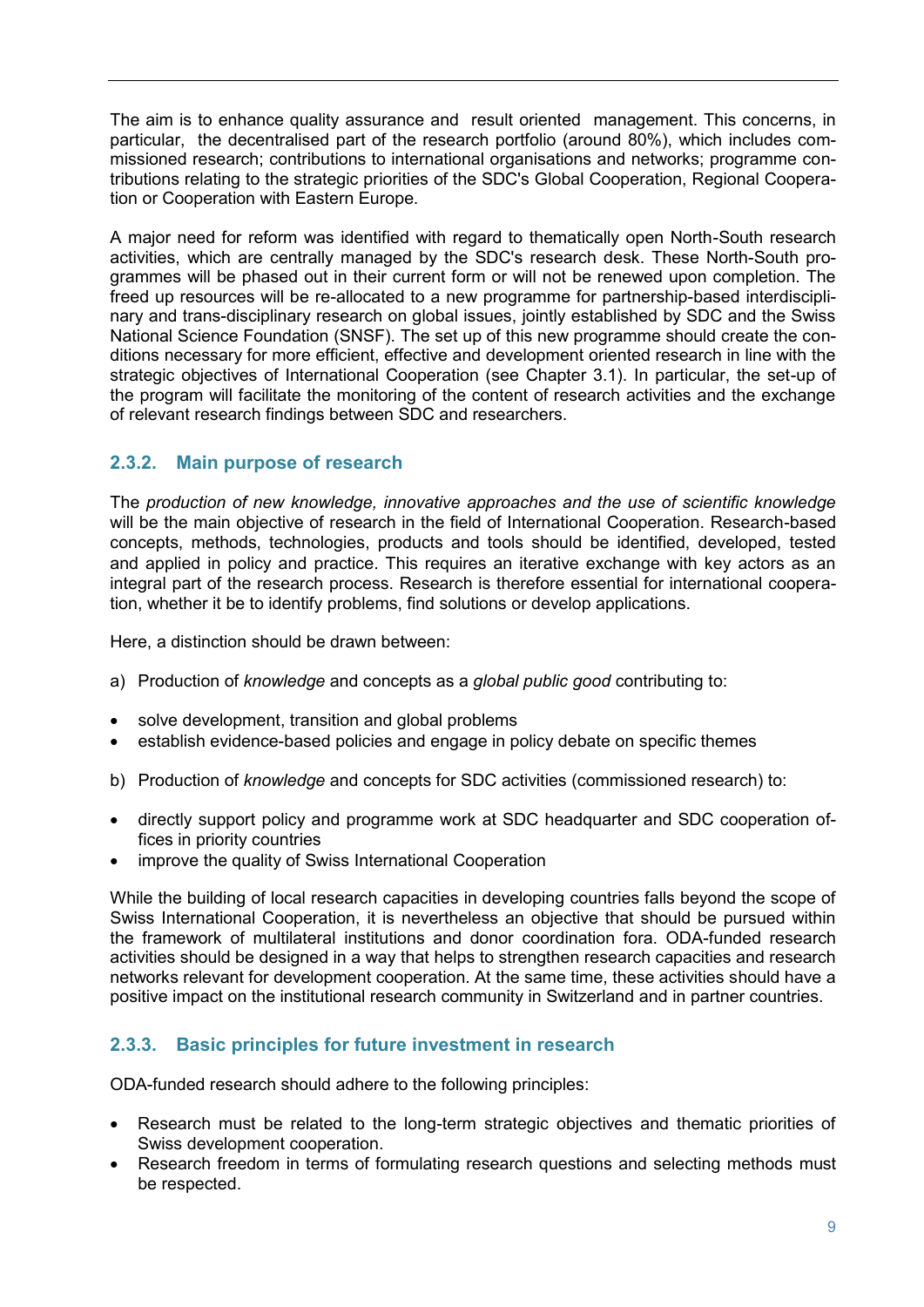The aim is to enhance quality assurance and result oriented management. This concerns, in particular, the decentralised part of the research portfolio (around 80%), which includes commissioned research; contributions to international organisations and networks; programme contributions relating to the strategic priorities of the SDC's Global Cooperation, Regional Cooperation or Cooperation with Eastern Europe.

A major need for reform was identified with regard to thematically open North-South research activities, which are centrally managed by the SDC's research desk. These North-South programmes will be phased out in their current form or will not be renewed upon completion. The freed up resources will be re-allocated to a new programme for partnership-based interdisciplinary and trans-disciplinary research on global issues, jointly established by SDC and the Swiss National Science Foundation (SNSF). The set up of this new programme should create the conditions necessary for more efficient, effective and development oriented research in line with the strategic objectives of International Cooperation (see Chapter 3.1). In particular, the set-up of the program will facilitate the monitoring of the content of research activities and the exchange of relevant research findings between SDC and researchers.

### 2.3.2. Main purpose of research

The *production of new knowledge, innovative approaches and the use of scientific knowledge* will be the main objective of research in the field of International Cooperation. Research-based concepts, methods, technologies, products and tools should be identified, developed, tested and applied in policy and practice. This requires an iterative exchange with key actors as an integral part of the research process. Research is therefore essential for international cooperation, whether it be to identify problems, find solutions or develop applications.

Here, a distinction should be drawn between:

a) Production of *knowledge* and concepts as a *global public good* contributing to:

- solve development, transition and global problems
- establish evidence-based policies and engage in policy debate on specific themes

b) Production of *knowledge* and concepts for SDC activities (commissioned research) to:

- directly support policy and programme work at SDC headquarter and SDC cooperation offices in priority countries
- improve the quality of Swiss International Cooperation

While the building of local research capacities in developing countries falls beyond the scope of Swiss International Cooperation, it is nevertheless an objective that should be pursued within the framework of multilateral institutions and donor coordination fora. ODA-funded research activities should be designed in a way that helps to strengthen research capacities and research networks relevant for development cooperation. At the same time, these activities should have a positive impact on the institutional research community in Switzerland and in partner countries.

### 2.3.3. Basic principles for future investment in research

ODA-funded research should adhere to the following principles:

- Research must be related to the long-term strategic objectives and thematic priorities of Swiss development cooperation.
- Research freedom in terms of formulating research questions and selecting methods must be respected.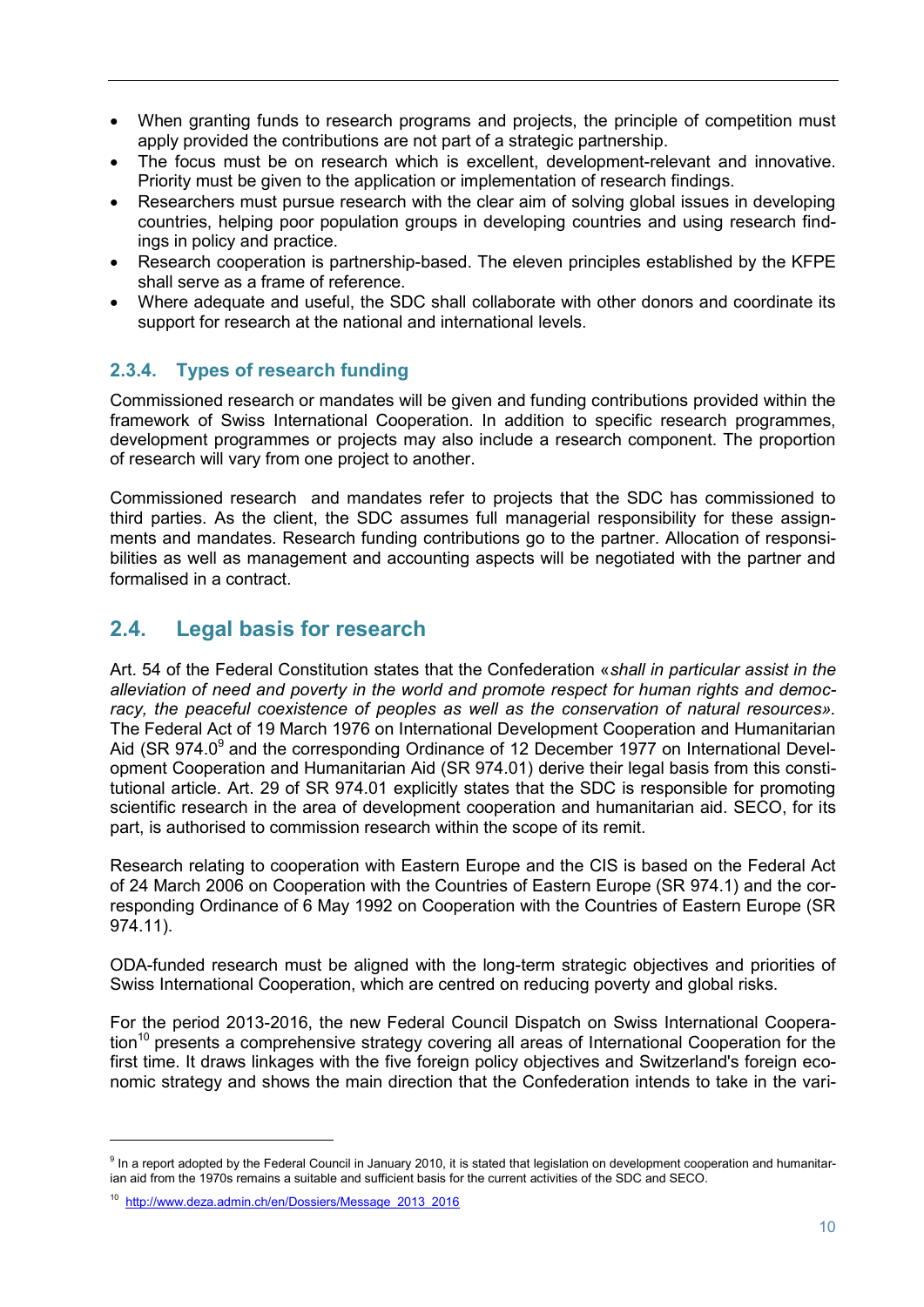- When granting funds to research programs and projects, the principle of competition must apply provided the contributions are not part of a strategic partnership.
- The focus must be on research which is excellent, development-relevant and innovative. Priority must be given to the application or implementation of research findings.
- Researchers must pursue research with the clear aim of solving global issues in developing countries, helping poor population groups in developing countries and using research findings in policy and practice.
- Research cooperation is partnership-based. The eleven principles established by the KFPE shall serve as a frame of reference.
- Where adequate and useful, the SDC shall collaborate with other donors and coordinate its support for research at the national and international levels.

### 2.3.4. Types of research funding

Commissioned research or mandates will be given and funding contributions provided within the framework of Swiss International Cooperation. In addition to specific research programmes, development programmes or projects may also include a research component. The proportion of research will vary from one project to another.

Commissioned research and mandates refer to projects that the SDC has commissioned to third parties. As the client, the SDC assumes full managerial responsibility for these assignments and mandates. Research funding contributions go to the partner. Allocation of responsibilities as well as management and accounting aspects will be negotiated with the partner and formalised in a contract.

## 2.4. Legal basis for research

Art. 54 of the Federal Constitution states that the Confederation «*shall in particular assist in the alleviation of need and poverty in the world and promote respect for human rights and democracy, the peaceful coexistence of peoples as well as the conservation of natural resources».* The Federal Act of 19 March 1976 on International Development Cooperation and Humanitarian Aid (SR 974.0[9] and the corresponding Ordinance of 12 December 1977 on International Development Cooperation and Humanitarian Aid (SR 974.01) derive their legal basis from this constitutional article. Art. 29 of SR 974.01 explicitly states that the SDC is responsible for promoting scientific research in the area of development cooperation and humanitarian aid. SECO, for its part, is authorised to commission research within the scope of its remit.

Research relating to cooperation with Eastern Europe and the CIS is based on the Federal Act of 24 March 2006 on Cooperation with the Countries of Eastern Europe (SR 974.1) and the corresponding Ordinance of 6 May 1992 on Cooperation with the Countries of Eastern Europe (SR 974.11).

ODA-funded research must be aligned with the long-term strategic objectives and priorities of Swiss International Cooperation, which are centred on reducing poverty and global risks.

For the period 2013-2016, the new Federal Council Dispatch on Swiss International Cooperation[10] presents a comprehensive strategy covering all areas of International Cooperation for the first time. It draws linkages with the five foreign policy objectives and Switzerland's foreign economic strategy and shows the main direction that the Confederation intends to take in the vari-

---

[9] In a report adopted by the Federal Council in January 2010, it is stated that legislation on development cooperation and humanitarian aid from the 1970s remains a suitable and sufficient basis for the current activities of the SDC and SECO.

[10] http://www.deza.admin.ch/en/Dossiers/Message_2013_2016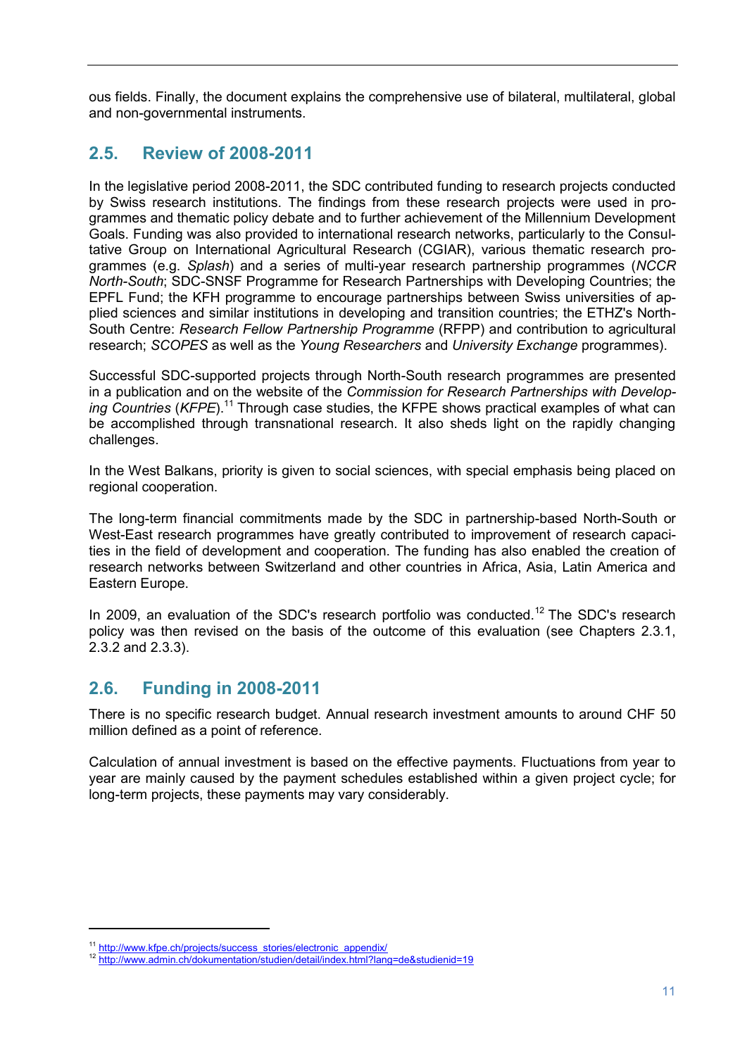ous fields. Finally, the document explains the comprehensive use of bilateral, multilateral, global and non-governmental instruments.

## 2.5. Review of 2008-2011

In the legislative period 2008-2011, the SDC contributed funding to research projects conducted by Swiss research institutions. The findings from these research projects were used in programmes and thematic policy debate and to further achievement of the Millennium Development Goals. Funding was also provided to international research networks, particularly to the Consultative Group on International Agricultural Research (CGIAR), various thematic research programmes (e.g. *Splash*) and a series of multi-year research partnership programmes (*NCCR North-South*; SDC-SNSF Programme for Research Partnerships with Developing Countries; the EPFL Fund; the KFH programme to encourage partnerships between Swiss universities of applied sciences and similar institutions in developing and transition countries; the ETHZ's North-South Centre: *Research Fellow Partnership Programme* (RFPP) and contribution to agricultural research; *SCOPES* as well as the *Young Researchers* and *University Exchange* programmes).

Successful SDC-supported projects through North-South research programmes are presented in a publication and on the website of the *Commission for Research Partnerships with Developing Countries* (*KFPE*).[11] Through case studies, the KFPE shows practical examples of what can be accomplished through transnational research. It also sheds light on the rapidly changing challenges.

In the West Balkans, priority is given to social sciences, with special emphasis being placed on regional cooperation.

The long-term financial commitments made by the SDC in partnership-based North-South or West-East research programmes have greatly contributed to improvement of research capacities in the field of development and cooperation. The funding has also enabled the creation of research networks between Switzerland and other countries in Africa, Asia, Latin America and Eastern Europe.

In 2009, an evaluation of the SDC's research portfolio was conducted.[12] The SDC's research policy was then revised on the basis of the outcome of this evaluation (see Chapters 2.3.1, 2.3.2 and 2.3.3).

## 2.6. Funding in 2008-2011

There is no specific research budget. Annual research investment amounts to around CHF 50 million defined as a point of reference.

Calculation of annual investment is based on the effective payments. Fluctuations from year to year are mainly caused by the payment schedules established within a given project cycle; for long-term projects, these payments may vary considerably.

---

[11] http://www.kfpe.ch/projects/success_stories/electronic_appendix/

[12] http://www.admin.ch/dokumentation/studien/detail/index.html?lang=de&studienid=19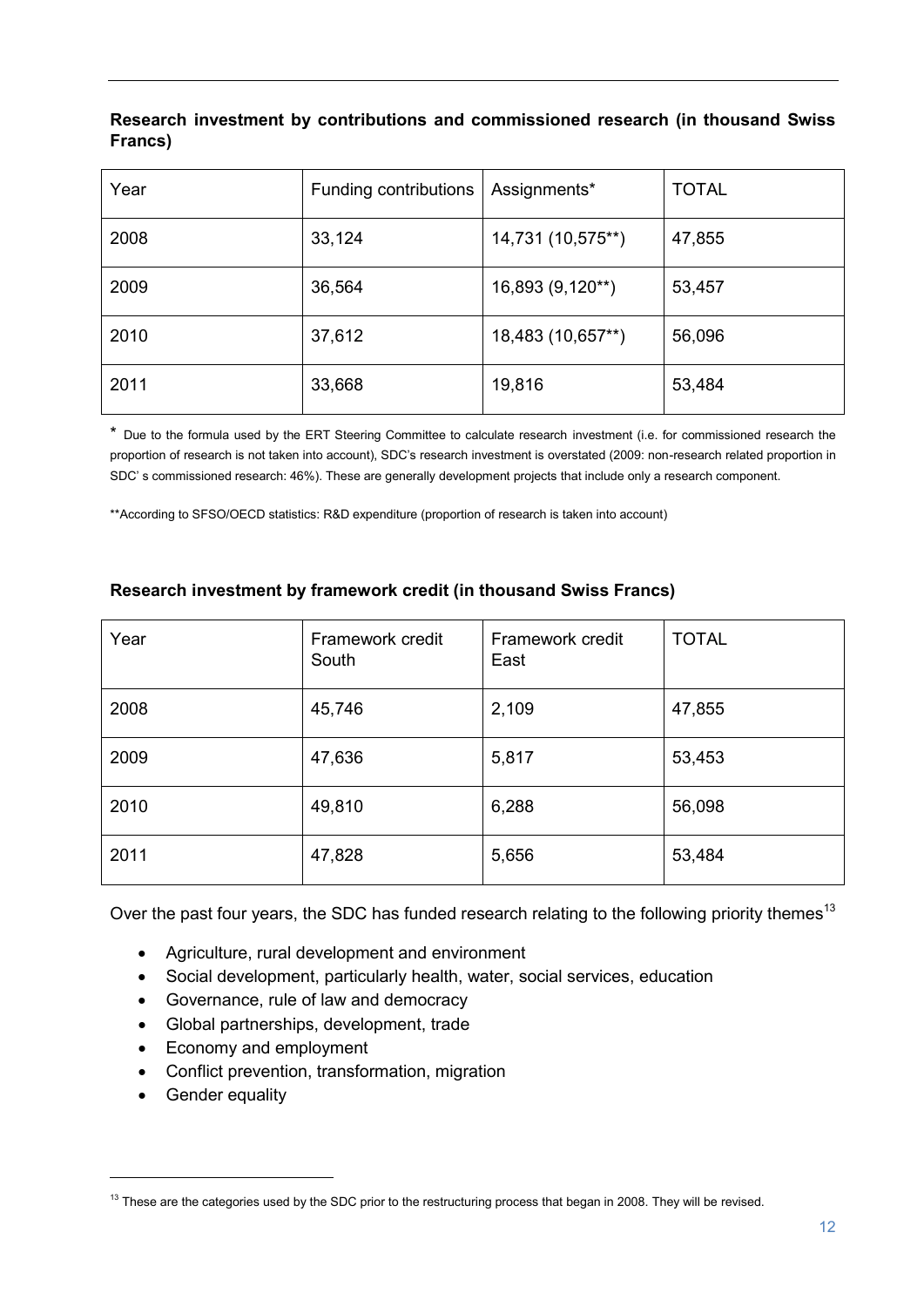**Research investment by contributions and commissioned research (in thousand Swiss Francs)**

| Year | Funding contributions | Assignments* | TOTAL |
|---|---|---|---|
| 2008 | 33,124 | 14,731 (10,575**) | 47,855 |
| 2009 | 36,564 | 16,893 (9,120**) | 53,457 |
| 2010 | 37,612 | 18,483 (10,657**) | 56,096 |
| 2011 | 33,668 | 19,816 | 53,484 |

* Due to the formula used by the ERT Steering Committee to calculate research investment (i.e. for commissioned research the proportion of research is not taken into account), SDC's research investment is overstated (2009: non-research related proportion in SDC' s commissioned research: 46%). These are generally development projects that include only a research component.

**According to SFSO/OECD statistics: R&D expenditure (proportion of research is taken into account)

**Research investment by framework credit (in thousand Swiss Francs)**

| Year | Framework credit South | Framework credit East | TOTAL |
|---|---|---|---|
| 2008 | 45,746 | 2,109 | 47,855 |
| 2009 | 47,636 | 5,817 | 53,453 |
| 2010 | 49,810 | 6,288 | 56,098 |
| 2011 | 47,828 | 5,656 | 53,484 |

Over the past four years, the SDC has funded research relating to the following priority themes[13]

- Agriculture, rural development and environment
- Social development, particularly health, water, social services, education
- Governance, rule of law and democracy
- Global partnerships, development, trade
- Economy and employment
- Conflict prevention, transformation, migration
- Gender equality

[13] These are the categories used by the SDC prior to the restructuring process that began in 2008. They will be revised.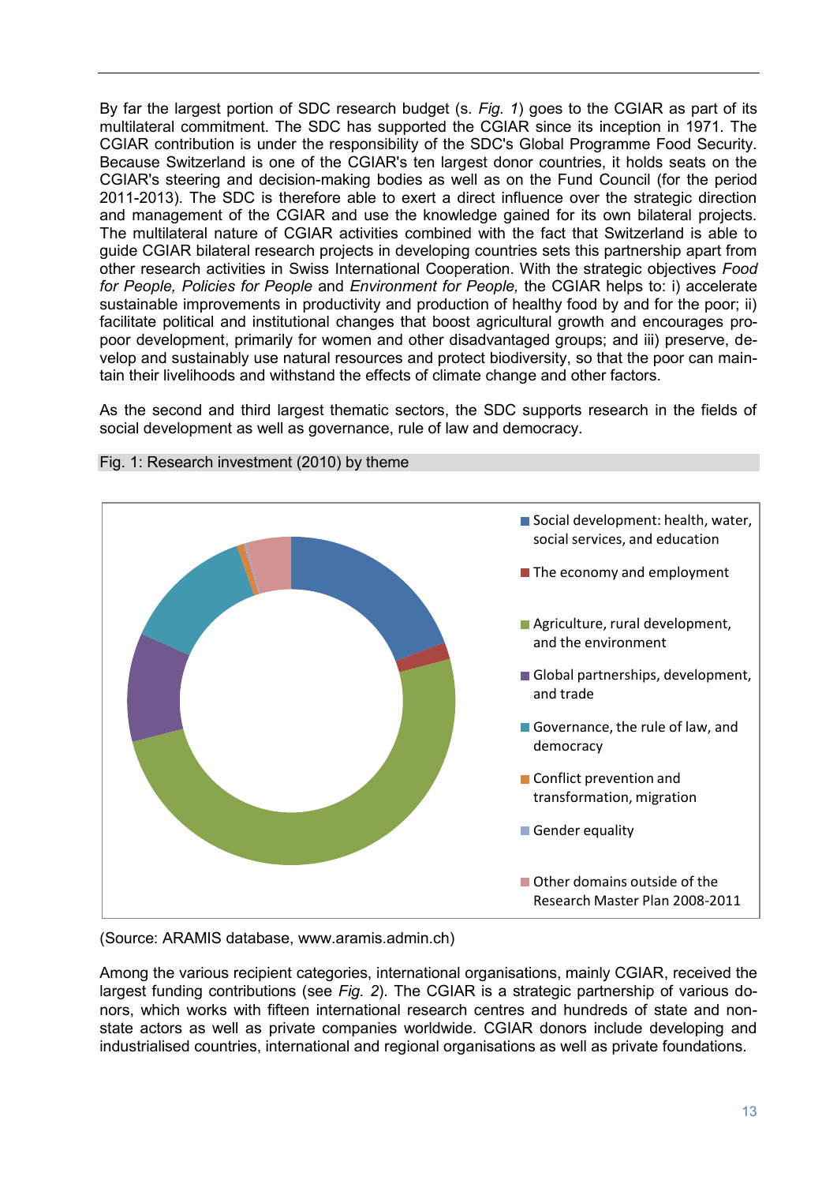By far the largest portion of SDC research budget (s. *Fig. 1*) goes to the CGIAR as part of its multilateral commitment. The SDC has supported the CGIAR since its inception in 1971. The CGIAR contribution is under the responsibility of the SDC's Global Programme Food Security. Because Switzerland is one of the CGIAR's ten largest donor countries, it holds seats on the CGIAR's steering and decision-making bodies as well as on the Fund Council (for the period 2011-2013). The SDC is therefore able to exert a direct influence over the strategic direction and management of the CGIAR and use the knowledge gained for its own bilateral projects. The multilateral nature of CGIAR activities combined with the fact that Switzerland is able to guide CGIAR bilateral research projects in developing countries sets this partnership apart from other research activities in Swiss International Cooperation. With the strategic objectives *Food for People, Policies for People* and *Environment for People,* the CGIAR helps to: i) accelerate sustainable improvements in productivity and production of healthy food by and for the poor; ii) facilitate political and institutional changes that boost agricultural growth and encourages pro-poor development, primarily for women and other disadvantaged groups; and iii) preserve, develop and sustainably use natural resources and protect biodiversity, so that the poor can maintain their livelihoods and withstand the effects of climate change and other factors.

As the second and third largest thematic sectors, the SDC supports research in the fields of social development as well as governance, rule of law and democracy.

Fig. 1: Research investment (2010) by theme

- Social development: health, water, social services, and education
- The economy and employment
- Agriculture, rural development, and the environment
- Global partnerships, development, and trade
- Governance, the rule of law, and democracy
- Conflict prevention and transformation, migration
- Gender equality
- Other domains outside of the Research Master Plan 2008-2011

(Source: ARAMIS database, www.aramis.admin.ch)

Among the various recipient categories, international organisations, mainly CGIAR, received the largest funding contributions (see *Fig. 2*). The CGIAR is a strategic partnership of various donors, which works with fifteen international research centres and hundreds of state and non-state actors as well as private companies worldwide. CGIAR donors include developing and industrialised countries, international and regional organisations as well as private foundations.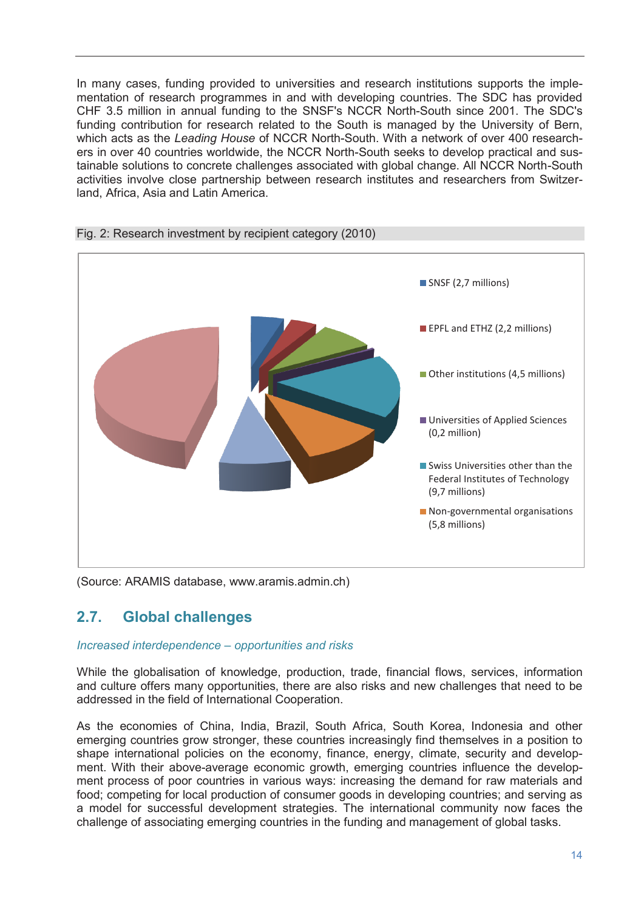In many cases, funding provided to universities and research institutions supports the implementation of research programmes in and with developing countries. The SDC has provided CHF 3.5 million in annual funding to the SNSF's NCCR North-South since 2001. The SDC's funding contribution for research related to the South is managed by the University of Bern, which acts as the *Leading House* of NCCR North-South. With a network of over 400 researchers in over 40 countries worldwide, the NCCR North-South seeks to develop practical and sustainable solutions to concrete challenges associated with global change. All NCCR North-South activities involve close partnership between research institutes and researchers from Switzerland, Africa, Asia and Latin America.

Fig. 2: Research investment by recipient category (2010)

- SNSF (2,7 millions)
- EPFL and ETHZ (2,2 millions)
- Other institutions (4,5 millions)
- Universities of Applied Sciences (0,2 million)
- Swiss Universities other than the Federal Institutes of Technology (9,7 millions)
- Non-governmental organisations (5,8 millions)

(Source: ARAMIS database, www.aramis.admin.ch)

## 2.7. Global challenges

*Increased interdependence – opportunities and risks*

While the globalisation of knowledge, production, trade, financial flows, services, information and culture offers many opportunities, there are also risks and new challenges that need to be addressed in the field of International Cooperation.

As the economies of China, India, Brazil, South Africa, South Korea, Indonesia and other emerging countries grow stronger, these countries increasingly find themselves in a position to shape international policies on the economy, finance, energy, climate, security and development. With their above-average economic growth, emerging countries influence the development process of poor countries in various ways: increasing the demand for raw materials and food; competing for local production of consumer goods in developing countries; and serving as a model for successful development strategies. The international community now faces the challenge of associating emerging countries in the funding and management of global tasks.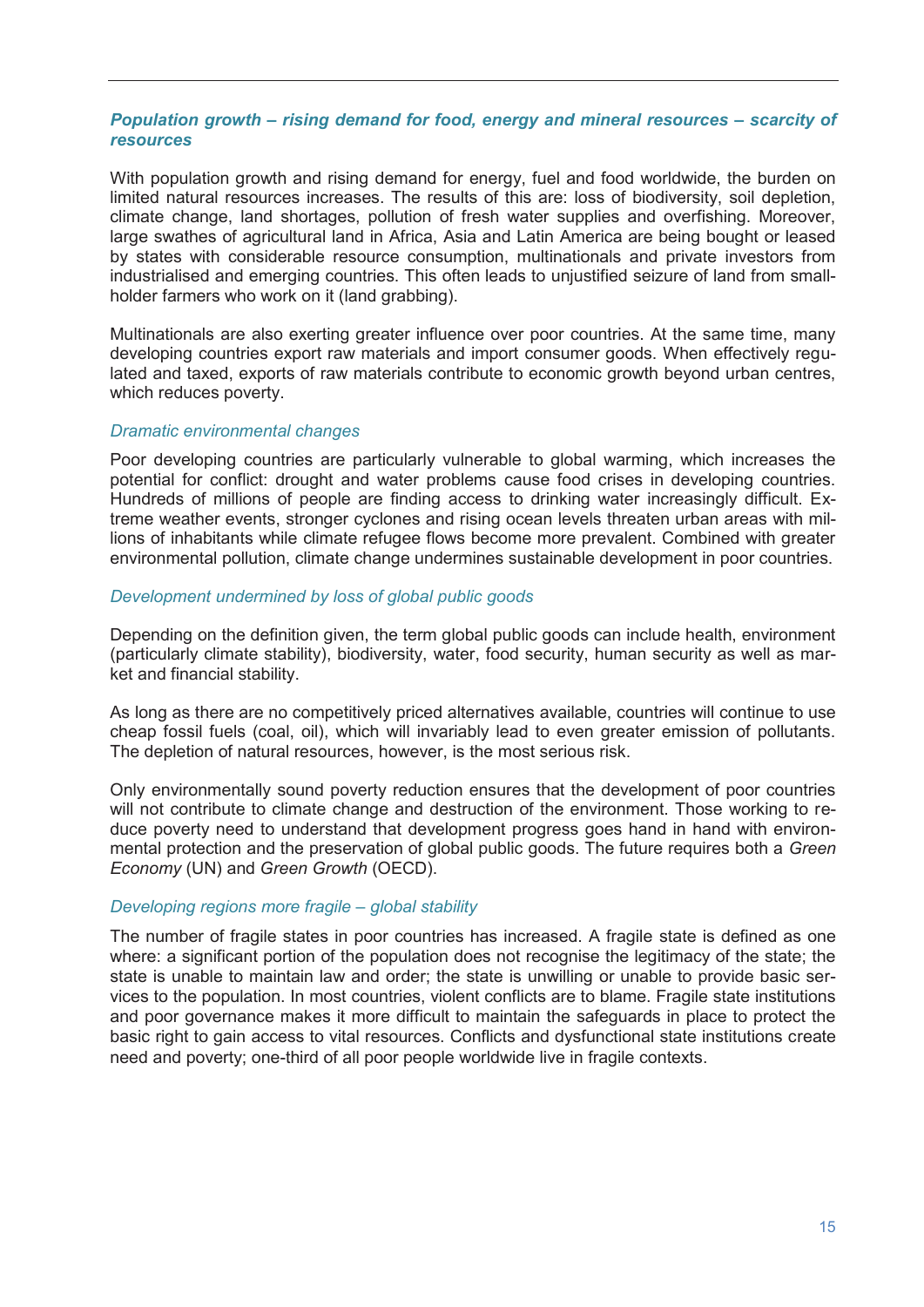### *Population growth – rising demand for food, energy and mineral resources – scarcity of resources*

With population growth and rising demand for energy, fuel and food worldwide, the burden on limited natural resources increases. The results of this are: loss of biodiversity, soil depletion, climate change, land shortages, pollution of fresh water supplies and overfishing. Moreover, large swathes of agricultural land in Africa, Asia and Latin America are being bought or leased by states with considerable resource consumption, multinationals and private investors from industrialised and emerging countries. This often leads to unjustified seizure of land from smallholder farmers who work on it (land grabbing).

Multinationals are also exerting greater influence over poor countries. At the same time, many developing countries export raw materials and import consumer goods. When effectively regulated and taxed, exports of raw materials contribute to economic growth beyond urban centres, which reduces poverty.

### *Dramatic environmental changes*

Poor developing countries are particularly vulnerable to global warming, which increases the potential for conflict: drought and water problems cause food crises in developing countries. Hundreds of millions of people are finding access to drinking water increasingly difficult. Extreme weather events, stronger cyclones and rising ocean levels threaten urban areas with millions of inhabitants while climate refugee flows become more prevalent. Combined with greater environmental pollution, climate change undermines sustainable development in poor countries.

### *Development undermined by loss of global public goods*

Depending on the definition given, the term global public goods can include health, environment (particularly climate stability), biodiversity, water, food security, human security as well as market and financial stability.

As long as there are no competitively priced alternatives available, countries will continue to use cheap fossil fuels (coal, oil), which will invariably lead to even greater emission of pollutants. The depletion of natural resources, however, is the most serious risk.

Only environmentally sound poverty reduction ensures that the development of poor countries will not contribute to climate change and destruction of the environment. Those working to reduce poverty need to understand that development progress goes hand in hand with environmental protection and the preservation of global public goods. The future requires both a *Green Economy* (UN) and *Green Growth* (OECD).

### *Developing regions more fragile – global stability*

The number of fragile states in poor countries has increased. A fragile state is defined as one where: a significant portion of the population does not recognise the legitimacy of the state; the state is unable to maintain law and order; the state is unwilling or unable to provide basic services to the population. In most countries, violent conflicts are to blame. Fragile state institutions and poor governance makes it more difficult to maintain the safeguards in place to protect the basic right to gain access to vital resources. Conflicts and dysfunctional state institutions create need and poverty; one-third of all poor people worldwide live in fragile contexts.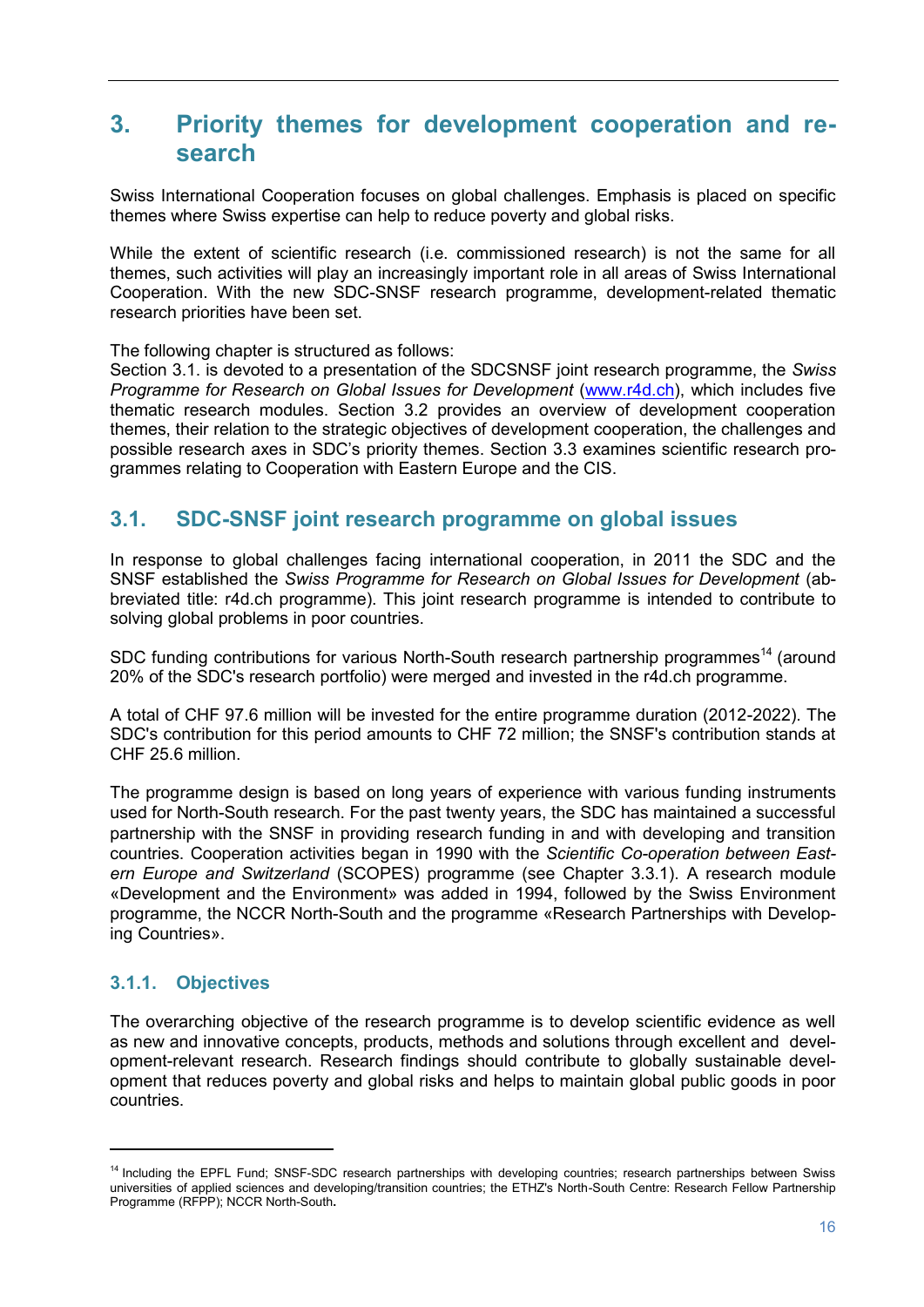# 3. Priority themes for development cooperation and research

Swiss International Cooperation focuses on global challenges. Emphasis is placed on specific themes where Swiss expertise can help to reduce poverty and global risks.

While the extent of scientific research (i.e. commissioned research) is not the same for all themes, such activities will play an increasingly important role in all areas of Swiss International Cooperation. With the new SDC-SNSF research programme, development-related thematic research priorities have been set.

The following chapter is structured as follows:
Section 3.1. is devoted to a presentation of the SDCSNSF joint research programme, the *Swiss Programme for Research on Global Issues for Development* (www.r4d.ch), which includes five thematic research modules. Section 3.2 provides an overview of development cooperation themes, their relation to the strategic objectives of development cooperation, the challenges and possible research axes in SDC's priority themes. Section 3.3 examines scientific research programmes relating to Cooperation with Eastern Europe and the CIS.

## 3.1. SDC-SNSF joint research programme on global issues

In response to global challenges facing international cooperation, in 2011 the SDC and the SNSF established the *Swiss Programme for Research on Global Issues for Development* (abbreviated title: r4d.ch programme). This joint research programme is intended to contribute to solving global problems in poor countries.

SDC funding contributions for various North-South research partnership programmes[14] (around 20% of the SDC's research portfolio) were merged and invested in the r4d.ch programme.

A total of CHF 97.6 million will be invested for the entire programme duration (2012-2022). The SDC's contribution for this period amounts to CHF 72 million; the SNSF's contribution stands at CHF 25.6 million.

The programme design is based on long years of experience with various funding instruments used for North-South research. For the past twenty years, the SDC has maintained a successful partnership with the SNSF in providing research funding in and with developing and transition countries. Cooperation activities began in 1990 with the *Scientific Co-operation between Eastern Europe and Switzerland* (SCOPES) programme (see Chapter 3.3.1). A research module «Development and the Environment» was added in 1994, followed by the Swiss Environment programme, the NCCR North-South and the programme «Research Partnerships with Developing Countries».

### 3.1.1. Objectives

The overarching objective of the research programme is to develop scientific evidence as well as new and innovative concepts, products, methods and solutions through excellent and development-relevant research. Research findings should contribute to globally sustainable development that reduces poverty and global risks and helps to maintain global public goods in poor countries.

---

[14] Including the EPFL Fund; SNSF-SDC research partnerships with developing countries; research partnerships between Swiss universities of applied sciences and developing/transition countries; the ETHZ's North-South Centre: Research Fellow Partnership Programme (RFPP); NCCR North-South.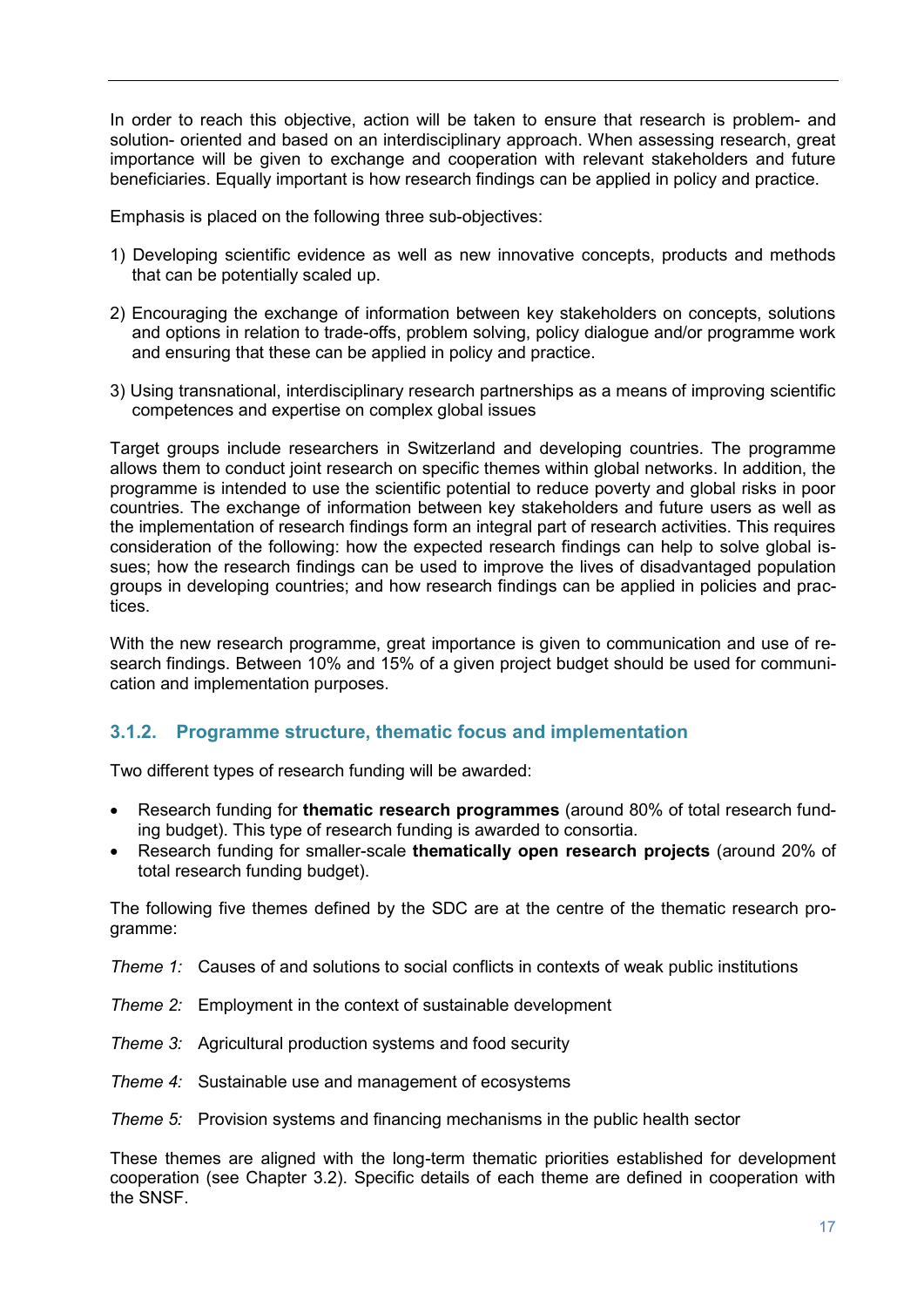In order to reach this objective, action will be taken to ensure that research is problem- and solution- oriented and based on an interdisciplinary approach. When assessing research, great importance will be given to exchange and cooperation with relevant stakeholders and future beneficiaries. Equally important is how research findings can be applied in policy and practice.

Emphasis is placed on the following three sub-objectives:

1) Developing scientific evidence as well as new innovative concepts, products and methods that can be potentially scaled up.

2) Encouraging the exchange of information between key stakeholders on concepts, solutions and options in relation to trade-offs, problem solving, policy dialogue and/or programme work and ensuring that these can be applied in policy and practice.

3) Using transnational, interdisciplinary research partnerships as a means of improving scientific competences and expertise on complex global issues

Target groups include researchers in Switzerland and developing countries. The programme allows them to conduct joint research on specific themes within global networks. In addition, the programme is intended to use the scientific potential to reduce poverty and global risks in poor countries. The exchange of information between key stakeholders and future users as well as the implementation of research findings form an integral part of research activities. This requires consideration of the following: how the expected research findings can help to solve global issues; how the research findings can be used to improve the lives of disadvantaged population groups in developing countries; and how research findings can be applied in policies and practices.

With the new research programme, great importance is given to communication and use of research findings. Between 10% and 15% of a given project budget should be used for communication and implementation purposes.

### 3.1.2. Programme structure, thematic focus and implementation

Two different types of research funding will be awarded:

- Research funding for **thematic research programmes** (around 80% of total research funding budget). This type of research funding is awarded to consortia.
- Research funding for smaller-scale **thematically open research projects** (around 20% of total research funding budget).

The following five themes defined by the SDC are at the centre of the thematic research programme:

*Theme 1:* Causes of and solutions to social conflicts in contexts of weak public institutions

*Theme 2:* Employment in the context of sustainable development

*Theme 3:* Agricultural production systems and food security

*Theme 4:* Sustainable use and management of ecosystems

*Theme 5:* Provision systems and financing mechanisms in the public health sector

These themes are aligned with the long-term thematic priorities established for development cooperation (see Chapter 3.2). Specific details of each theme are defined in cooperation with the SNSF.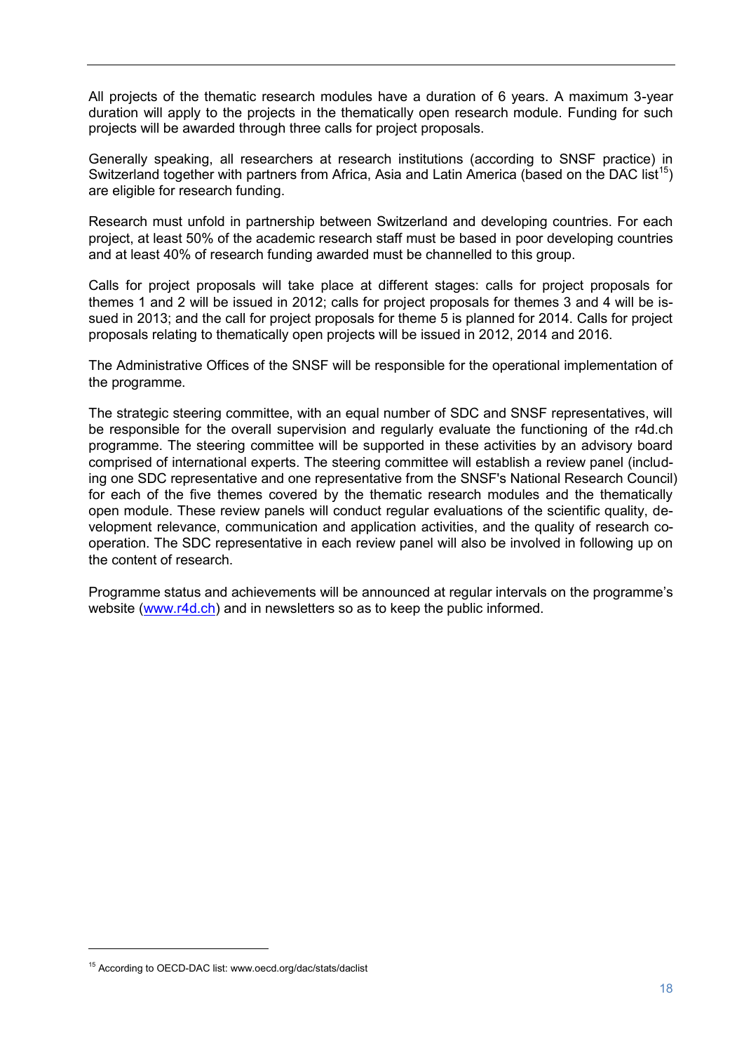All projects of the thematic research modules have a duration of 6 years. A maximum 3-year duration will apply to the projects in the thematically open research module. Funding for such projects will be awarded through three calls for project proposals.

Generally speaking, all researchers at research institutions (according to SNSF practice) in Switzerland together with partners from Africa, Asia and Latin America (based on the DAC list[15]) are eligible for research funding.

Research must unfold in partnership between Switzerland and developing countries. For each project, at least 50% of the academic research staff must be based in poor developing countries and at least 40% of research funding awarded must be channelled to this group.

Calls for project proposals will take place at different stages: calls for project proposals for themes 1 and 2 will be issued in 2012; calls for project proposals for themes 3 and 4 will be issued in 2013; and the call for project proposals for theme 5 is planned for 2014. Calls for project proposals relating to thematically open projects will be issued in 2012, 2014 and 2016.

The Administrative Offices of the SNSF will be responsible for the operational implementation of the programme.

The strategic steering committee, with an equal number of SDC and SNSF representatives, will be responsible for the overall supervision and regularly evaluate the functioning of the r4d.ch programme. The steering committee will be supported in these activities by an advisory board comprised of international experts. The steering committee will establish a review panel (including one SDC representative and one representative from the SNSF's National Research Council) for each of the five themes covered by the thematic research modules and the thematically open module. These review panels will conduct regular evaluations of the scientific quality, development relevance, communication and application activities, and the quality of research cooperation. The SDC representative in each review panel will also be involved in following up on the content of research.

Programme status and achievements will be announced at regular intervals on the programme's website (www.r4d.ch) and in newsletters so as to keep the public informed.

[15] According to OECD-DAC list: www.oecd.org/dac/stats/daclist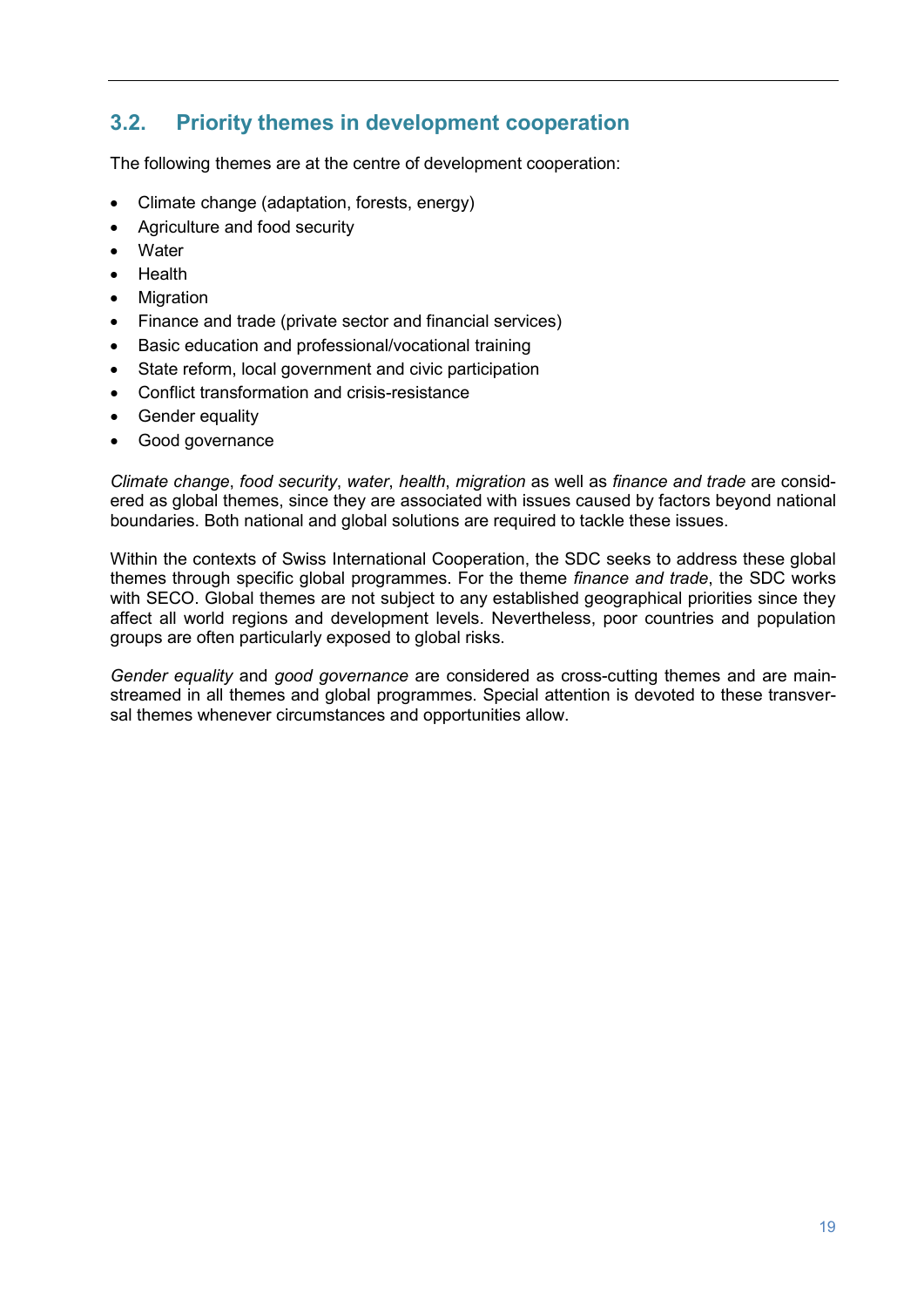## 3.2. Priority themes in development cooperation

The following themes are at the centre of development cooperation:

- Climate change (adaptation, forests, energy)
- Agriculture and food security
- Water
- Health
- Migration
- Finance and trade (private sector and financial services)
- Basic education and professional/vocational training
- State reform, local government and civic participation
- Conflict transformation and crisis-resistance
- Gender equality
- Good governance

*Climate change*, *food security*, *water*, *health*, *migration* as well as *finance and trade* are considered as global themes, since they are associated with issues caused by factors beyond national boundaries. Both national and global solutions are required to tackle these issues.

Within the contexts of Swiss International Cooperation, the SDC seeks to address these global themes through specific global programmes. For the theme *finance and trade*, the SDC works with SECO. Global themes are not subject to any established geographical priorities since they affect all world regions and development levels. Nevertheless, poor countries and population groups are often particularly exposed to global risks.

*Gender equality* and *good governance* are considered as cross-cutting themes and are mainstreamed in all themes and global programmes. Special attention is devoted to these transversal themes whenever circumstances and opportunities allow.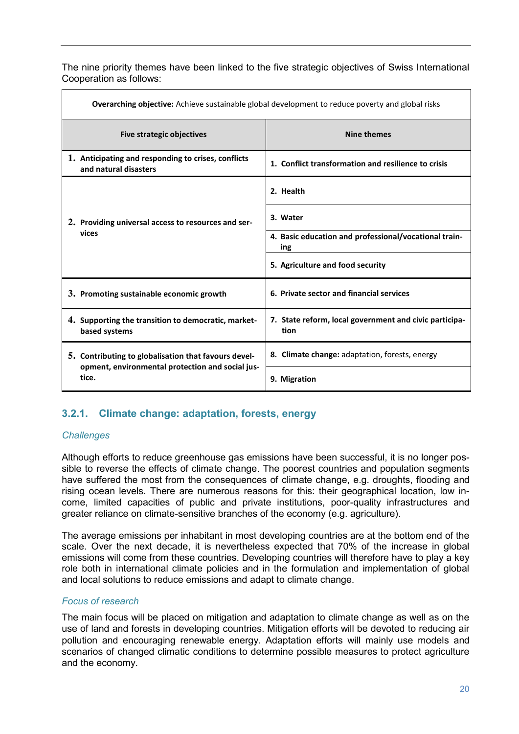The nine priority themes have been linked to the five strategic objectives of Swiss International Cooperation as follows:

| **Overarching objective:** Achieve sustainable global development to reduce poverty and global risks | |
|---|---|
| **Five strategic objectives** | **Nine themes** |
| **1. Anticipating and responding to crises, conflicts and natural disasters** | **1. Conflict transformation and resilience to crisis** |
| **2. Providing universal access to resources and services** | **2. Health** |
| | **3. Water** |
| | **4. Basic education and professional/vocational training** |
| | **5. Agriculture and food security** |
| **3. Promoting sustainable economic growth** | **6. Private sector and financial services** |
| **4. Supporting the transition to democratic, market-based systems** | **7. State reform, local government and civic participation** |
| **5. Contributing to globalisation that favours development, environmental protection and social justice.** | **8. Climate change:** adaptation, forests, energy |
| | **9. Migration** |

### 3.2.1. Climate change: adaptation, forests, energy

*Challenges*

Although efforts to reduce greenhouse gas emissions have been successful, it is no longer possible to reverse the effects of climate change. The poorest countries and population segments have suffered the most from the consequences of climate change, e.g. droughts, flooding and rising ocean levels. There are numerous reasons for this: their geographical location, low income, limited capacities of public and private institutions, poor-quality infrastructures and greater reliance on climate-sensitive branches of the economy (e.g. agriculture).

The average emissions per inhabitant in most developing countries are at the bottom end of the scale. Over the next decade, it is nevertheless expected that 70% of the increase in global emissions will come from these countries. Developing countries will therefore have to play a key role both in international climate policies and in the formulation and implementation of global and local solutions to reduce emissions and adapt to climate change.

*Focus of research*

The main focus will be placed on mitigation and adaptation to climate change as well as on the use of land and forests in developing countries. Mitigation efforts will be devoted to reducing air pollution and encouraging renewable energy. Adaptation efforts will mainly use models and scenarios of changed climatic conditions to determine possible measures to protect agriculture and the economy.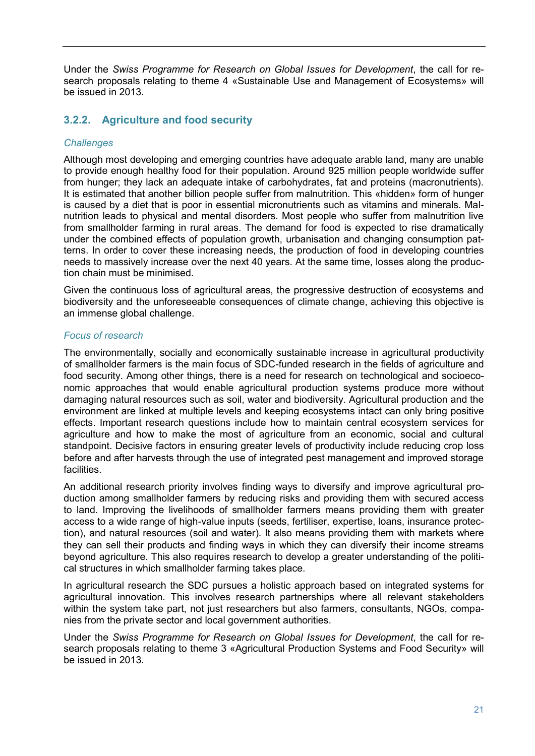Under the *Swiss Programme for Research on Global Issues for Development*, the call for research proposals relating to theme 4 «Sustainable Use and Management of Ecosystems» will be issued in 2013.

### 3.2.2. Agriculture and food security

*Challenges*

Although most developing and emerging countries have adequate arable land, many are unable to provide enough healthy food for their population. Around 925 million people worldwide suffer from hunger; they lack an adequate intake of carbohydrates, fat and proteins (macronutrients). It is estimated that another billion people suffer from malnutrition. This «hidden» form of hunger is caused by a diet that is poor in essential micronutrients such as vitamins and minerals. Malnutrition leads to physical and mental disorders. Most people who suffer from malnutrition live from smallholder farming in rural areas. The demand for food is expected to rise dramatically under the combined effects of population growth, urbanisation and changing consumption patterns. In order to cover these increasing needs, the production of food in developing countries needs to massively increase over the next 40 years. At the same time, losses along the production chain must be minimised.

Given the continuous loss of agricultural areas, the progressive destruction of ecosystems and biodiversity and the unforeseeable consequences of climate change, achieving this objective is an immense global challenge.

*Focus of research*

The environmentally, socially and economically sustainable increase in agricultural productivity of smallholder farmers is the main focus of SDC-funded research in the fields of agriculture and food security. Among other things, there is a need for research on technological and socioeconomic approaches that would enable agricultural production systems produce more without damaging natural resources such as soil, water and biodiversity. Agricultural production and the environment are linked at multiple levels and keeping ecosystems intact can only bring positive effects. Important research questions include how to maintain central ecosystem services for agriculture and how to make the most of agriculture from an economic, social and cultural standpoint. Decisive factors in ensuring greater levels of productivity include reducing crop loss before and after harvests through the use of integrated pest management and improved storage facilities.

An additional research priority involves finding ways to diversify and improve agricultural production among smallholder farmers by reducing risks and providing them with secured access to land. Improving the livelihoods of smallholder farmers means providing them with greater access to a wide range of high-value inputs (seeds, fertiliser, expertise, loans, insurance protection), and natural resources (soil and water). It also means providing them with markets where they can sell their products and finding ways in which they can diversify their income streams beyond agriculture. This also requires research to develop a greater understanding of the political structures in which smallholder farming takes place.

In agricultural research the SDC pursues a holistic approach based on integrated systems for agricultural innovation. This involves research partnerships where all relevant stakeholders within the system take part, not just researchers but also farmers, consultants, NGOs, companies from the private sector and local government authorities.

Under the *Swiss Programme for Research on Global Issues for Development*, the call for research proposals relating to theme 3 «Agricultural Production Systems and Food Security» will be issued in 2013.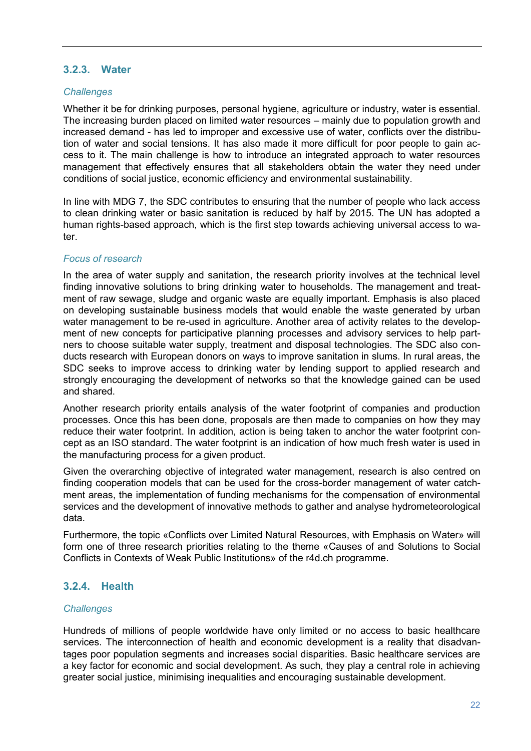### 3.2.3. Water

*Challenges*

Whether it be for drinking purposes, personal hygiene, agriculture or industry, water is essential. The increasing burden placed on limited water resources – mainly due to population growth and increased demand - has led to improper and excessive use of water, conflicts over the distribution of water and social tensions. It has also made it more difficult for poor people to gain access to it. The main challenge is how to introduce an integrated approach to water resources management that effectively ensures that all stakeholders obtain the water they need under conditions of social justice, economic efficiency and environmental sustainability.

In line with MDG 7, the SDC contributes to ensuring that the number of people who lack access to clean drinking water or basic sanitation is reduced by half by 2015. The UN has adopted a human rights-based approach, which is the first step towards achieving universal access to water.

*Focus of research*

In the area of water supply and sanitation, the research priority involves at the technical level finding innovative solutions to bring drinking water to households. The management and treatment of raw sewage, sludge and organic waste are equally important. Emphasis is also placed on developing sustainable business models that would enable the waste generated by urban water management to be re-used in agriculture. Another area of activity relates to the development of new concepts for participative planning processes and advisory services to help partners to choose suitable water supply, treatment and disposal technologies. The SDC also conducts research with European donors on ways to improve sanitation in slums. In rural areas, the SDC seeks to improve access to drinking water by lending support to applied research and strongly encouraging the development of networks so that the knowledge gained can be used and shared.

Another research priority entails analysis of the water footprint of companies and production processes. Once this has been done, proposals are then made to companies on how they may reduce their water footprint. In addition, action is being taken to anchor the water footprint concept as an ISO standard. The water footprint is an indication of how much fresh water is used in the manufacturing process for a given product.

Given the overarching objective of integrated water management, research is also centred on finding cooperation models that can be used for the cross-border management of water catchment areas, the implementation of funding mechanisms for the compensation of environmental services and the development of innovative methods to gather and analyse hydrometeorological data.

Furthermore, the topic «Conflicts over Limited Natural Resources, with Emphasis on Water» will form one of three research priorities relating to the theme «Causes of and Solutions to Social Conflicts in Contexts of Weak Public Institutions» of the r4d.ch programme.

### 3.2.4. Health

*Challenges*

Hundreds of millions of people worldwide have only limited or no access to basic healthcare services. The interconnection of health and economic development is a reality that disadvantages poor population segments and increases social disparities. Basic healthcare services are a key factor for economic and social development. As such, they play a central role in achieving greater social justice, minimising inequalities and encouraging sustainable development.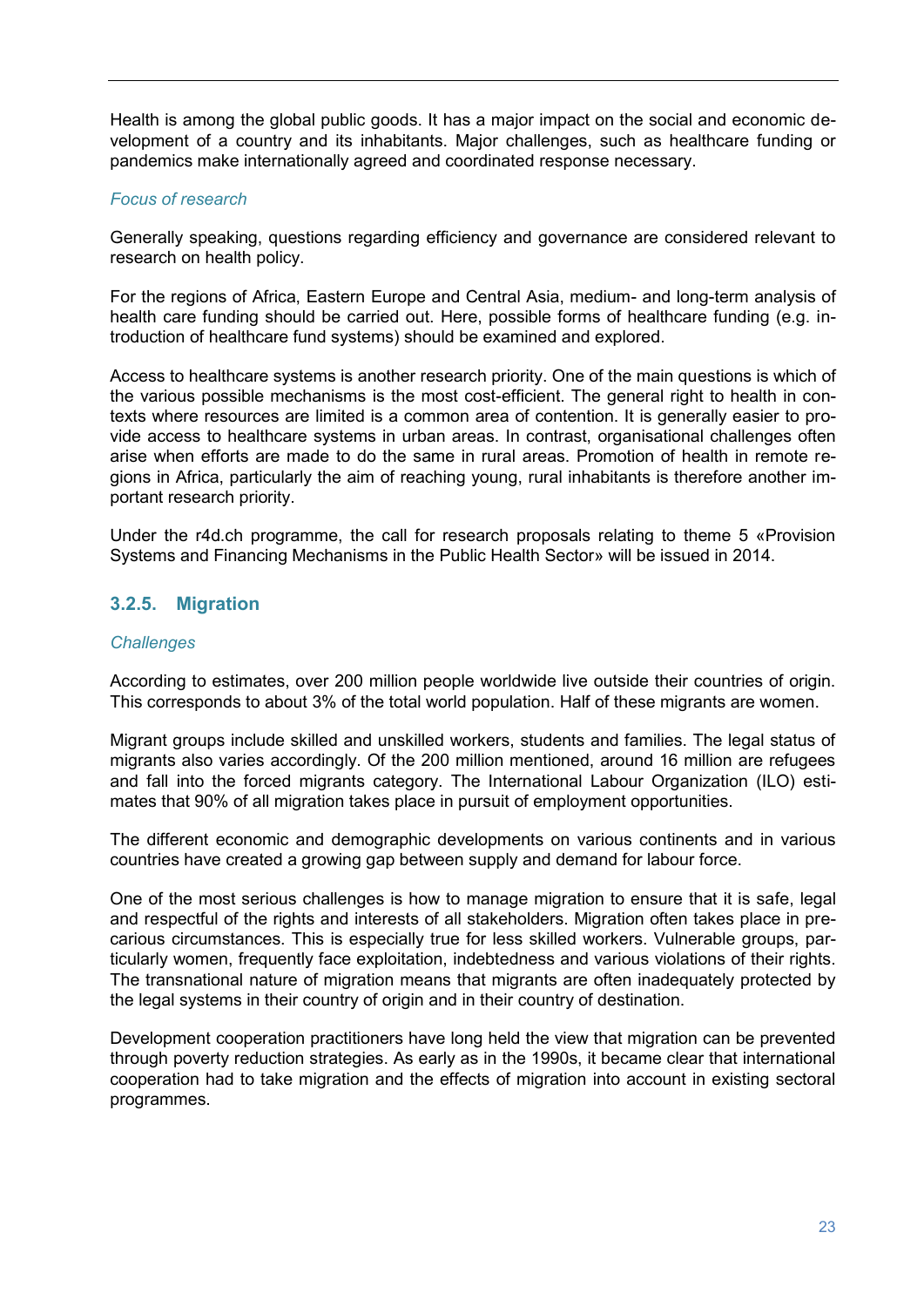Health is among the global public goods. It has a major impact on the social and economic development of a country and its inhabitants. Major challenges, such as healthcare funding or pandemics make internationally agreed and coordinated response necessary.

*Focus of research*

Generally speaking, questions regarding efficiency and governance are considered relevant to research on health policy.

For the regions of Africa, Eastern Europe and Central Asia, medium- and long-term analysis of health care funding should be carried out. Here, possible forms of healthcare funding (e.g. introduction of healthcare fund systems) should be examined and explored.

Access to healthcare systems is another research priority. One of the main questions is which of the various possible mechanisms is the most cost-efficient. The general right to health in contexts where resources are limited is a common area of contention. It is generally easier to provide access to healthcare systems in urban areas. In contrast, organisational challenges often arise when efforts are made to do the same in rural areas. Promotion of health in remote regions in Africa, particularly the aim of reaching young, rural inhabitants is therefore another important research priority.

Under the r4d.ch programme, the call for research proposals relating to theme 5 «Provision Systems and Financing Mechanisms in the Public Health Sector» will be issued in 2014.

### 3.2.5. Migration

*Challenges*

According to estimates, over 200 million people worldwide live outside their countries of origin. This corresponds to about 3% of the total world population. Half of these migrants are women.

Migrant groups include skilled and unskilled workers, students and families. The legal status of migrants also varies accordingly. Of the 200 million mentioned, around 16 million are refugees and fall into the forced migrants category. The International Labour Organization (ILO) estimates that 90% of all migration takes place in pursuit of employment opportunities.

The different economic and demographic developments on various continents and in various countries have created a growing gap between supply and demand for labour force.

One of the most serious challenges is how to manage migration to ensure that it is safe, legal and respectful of the rights and interests of all stakeholders. Migration often takes place in precarious circumstances. This is especially true for less skilled workers. Vulnerable groups, particularly women, frequently face exploitation, indebtedness and various violations of their rights. The transnational nature of migration means that migrants are often inadequately protected by the legal systems in their country of origin and in their country of destination.

Development cooperation practitioners have long held the view that migration can be prevented through poverty reduction strategies. As early as in the 1990s, it became clear that international cooperation had to take migration and the effects of migration into account in existing sectoral programmes.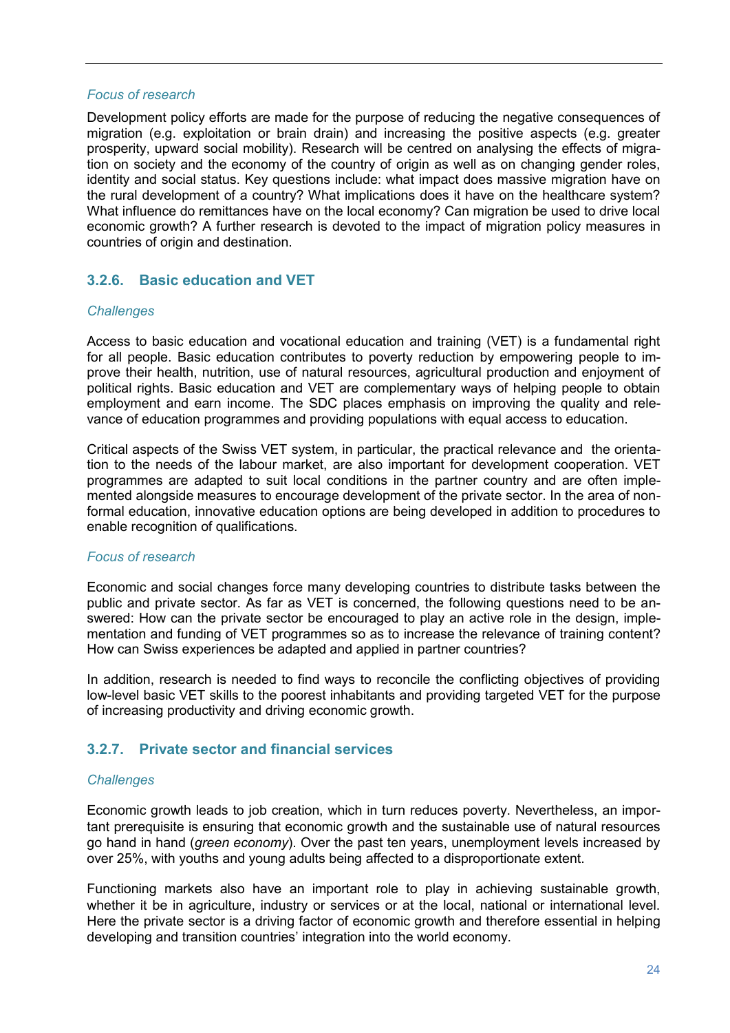*Focus of research*

Development policy efforts are made for the purpose of reducing the negative consequences of migration (e.g. exploitation or brain drain) and increasing the positive aspects (e.g. greater prosperity, upward social mobility). Research will be centred on analysing the effects of migration on society and the economy of the country of origin as well as on changing gender roles, identity and social status. Key questions include: what impact does massive migration have on the rural development of a country? What implications does it have on the healthcare system? What influence do remittances have on the local economy? Can migration be used to drive local economic growth? A further research is devoted to the impact of migration policy measures in countries of origin and destination.

### 3.2.6. Basic education and VET

*Challenges*

Access to basic education and vocational education and training (VET) is a fundamental right for all people. Basic education contributes to poverty reduction by empowering people to improve their health, nutrition, use of natural resources, agricultural production and enjoyment of political rights. Basic education and VET are complementary ways of helping people to obtain employment and earn income. The SDC places emphasis on improving the quality and relevance of education programmes and providing populations with equal access to education.

Critical aspects of the Swiss VET system, in particular, the practical relevance and the orientation to the needs of the labour market, are also important for development cooperation. VET programmes are adapted to suit local conditions in the partner country and are often implemented alongside measures to encourage development of the private sector. In the area of non-formal education, innovative education options are being developed in addition to procedures to enable recognition of qualifications.

*Focus of research*

Economic and social changes force many developing countries to distribute tasks between the public and private sector. As far as VET is concerned, the following questions need to be answered: How can the private sector be encouraged to play an active role in the design, implementation and funding of VET programmes so as to increase the relevance of training content? How can Swiss experiences be adapted and applied in partner countries?

In addition, research is needed to find ways to reconcile the conflicting objectives of providing low-level basic VET skills to the poorest inhabitants and providing targeted VET for the purpose of increasing productivity and driving economic growth.

### 3.2.7. Private sector and financial services

*Challenges*

Economic growth leads to job creation, which in turn reduces poverty. Nevertheless, an important prerequisite is ensuring that economic growth and the sustainable use of natural resources go hand in hand (*green economy*). Over the past ten years, unemployment levels increased by over 25%, with youths and young adults being affected to a disproportionate extent.

Functioning markets also have an important role to play in achieving sustainable growth, whether it be in agriculture, industry or services or at the local, national or international level. Here the private sector is a driving factor of economic growth and therefore essential in helping developing and transition countries' integration into the world economy.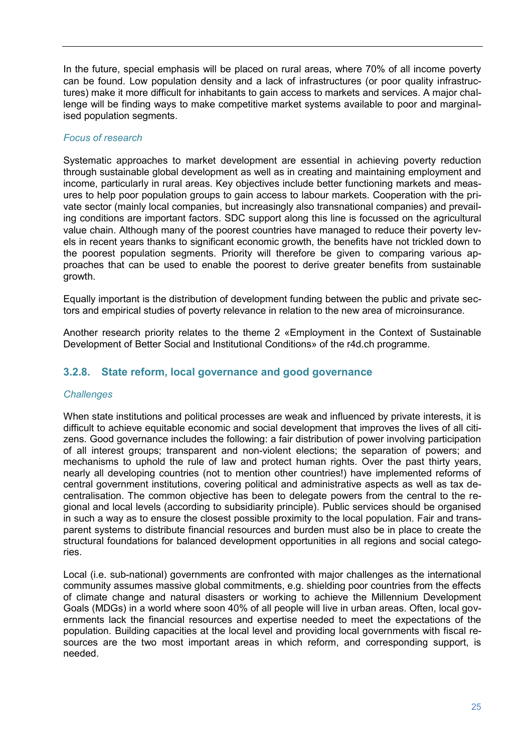In the future, special emphasis will be placed on rural areas, where 70% of all income poverty can be found. Low population density and a lack of infrastructures (or poor quality infrastructures) make it more difficult for inhabitants to gain access to markets and services. A major challenge will be finding ways to make competitive market systems available to poor and marginalised population segments.

*Focus of research*

Systematic approaches to market development are essential in achieving poverty reduction through sustainable global development as well as in creating and maintaining employment and income, particularly in rural areas. Key objectives include better functioning markets and measures to help poor population groups to gain access to labour markets. Cooperation with the private sector (mainly local companies, but increasingly also transnational companies) and prevailing conditions are important factors. SDC support along this line is focussed on the agricultural value chain. Although many of the poorest countries have managed to reduce their poverty levels in recent years thanks to significant economic growth, the benefits have not trickled down to the poorest population segments. Priority will therefore be given to comparing various approaches that can be used to enable the poorest to derive greater benefits from sustainable growth.

Equally important is the distribution of development funding between the public and private sectors and empirical studies of poverty relevance in relation to the new area of microinsurance.

Another research priority relates to the theme 2 «Employment in the Context of Sustainable Development of Better Social and Institutional Conditions» of the r4d.ch programme.

### 3.2.8. State reform, local governance and good governance

*Challenges*

When state institutions and political processes are weak and influenced by private interests, it is difficult to achieve equitable economic and social development that improves the lives of all citizens. Good governance includes the following: a fair distribution of power involving participation of all interest groups; transparent and non-violent elections; the separation of powers; and mechanisms to uphold the rule of law and protect human rights. Over the past thirty years, nearly all developing countries (not to mention other countries!) have implemented reforms of central government institutions, covering political and administrative aspects as well as tax decentralisation. The common objective has been to delegate powers from the central to the regional and local levels (according to subsidiarity principle). Public services should be organised in such a way as to ensure the closest possible proximity to the local population. Fair and transparent systems to distribute financial resources and burden must also be in place to create the structural foundations for balanced development opportunities in all regions and social categories.

Local (i.e. sub-national) governments are confronted with major challenges as the international community assumes massive global commitments, e.g. shielding poor countries from the effects of climate change and natural disasters or working to achieve the Millennium Development Goals (MDGs) in a world where soon 40% of all people will live in urban areas. Often, local governments lack the financial resources and expertise needed to meet the expectations of the population. Building capacities at the local level and providing local governments with fiscal resources are the two most important areas in which reform, and corresponding support, is needed.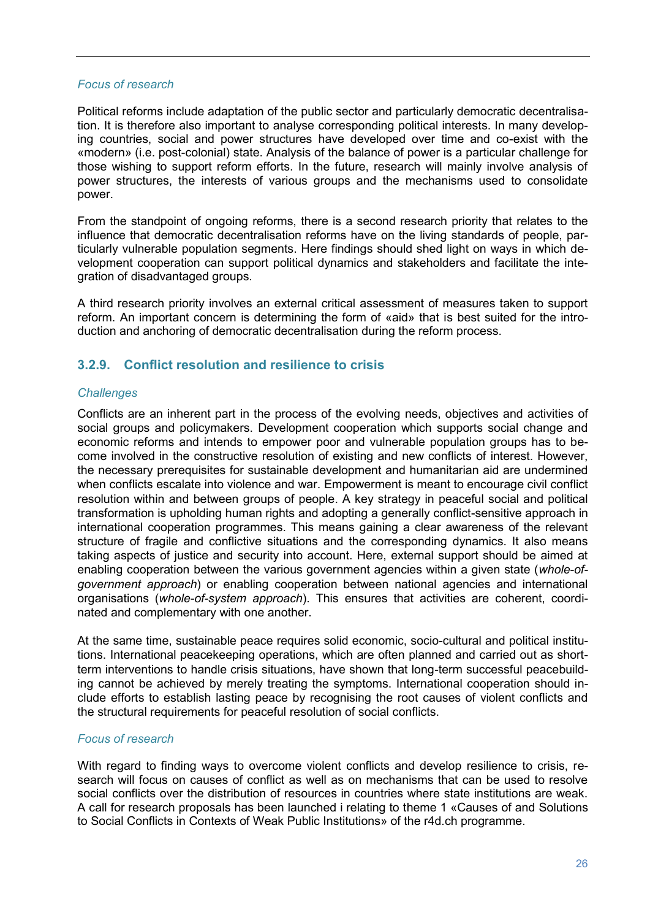*Focus of research*

Political reforms include adaptation of the public sector and particularly democratic decentralisation. It is therefore also important to analyse corresponding political interests. In many developing countries, social and power structures have developed over time and co-exist with the «modern» (i.e. post-colonial) state. Analysis of the balance of power is a particular challenge for those wishing to support reform efforts. In the future, research will mainly involve analysis of power structures, the interests of various groups and the mechanisms used to consolidate power.

From the standpoint of ongoing reforms, there is a second research priority that relates to the influence that democratic decentralisation reforms have on the living standards of people, particularly vulnerable population segments. Here findings should shed light on ways in which development cooperation can support political dynamics and stakeholders and facilitate the integration of disadvantaged groups.

A third research priority involves an external critical assessment of measures taken to support reform. An important concern is determining the form of «aid» that is best suited for the introduction and anchoring of democratic decentralisation during the reform process.

### 3.2.9. Conflict resolution and resilience to crisis

*Challenges*

Conflicts are an inherent part in the process of the evolving needs, objectives and activities of social groups and policymakers. Development cooperation which supports social change and economic reforms and intends to empower poor and vulnerable population groups has to become involved in the constructive resolution of existing and new conflicts of interest. However, the necessary prerequisites for sustainable development and humanitarian aid are undermined when conflicts escalate into violence and war. Empowerment is meant to encourage civil conflict resolution within and between groups of people. A key strategy in peaceful social and political transformation is upholding human rights and adopting a generally conflict-sensitive approach in international cooperation programmes. This means gaining a clear awareness of the relevant structure of fragile and conflictive situations and the corresponding dynamics. It also means taking aspects of justice and security into account. Here, external support should be aimed at enabling cooperation between the various government agencies within a given state (*whole-of-government approach*) or enabling cooperation between national agencies and international organisations (*whole-of-system approach*). This ensures that activities are coherent, coordinated and complementary with one another.

At the same time, sustainable peace requires solid economic, socio-cultural and political institutions. International peacekeeping operations, which are often planned and carried out as short-term interventions to handle crisis situations, have shown that long-term successful peacebuilding cannot be achieved by merely treating the symptoms. International cooperation should include efforts to establish lasting peace by recognising the root causes of violent conflicts and the structural requirements for peaceful resolution of social conflicts.

*Focus of research*

With regard to finding ways to overcome violent conflicts and develop resilience to crisis, research will focus on causes of conflict as well as on mechanisms that can be used to resolve social conflicts over the distribution of resources in countries where state institutions are weak. A call for research proposals has been launched i relating to theme 1 «Causes of and Solutions to Social Conflicts in Contexts of Weak Public Institutions» of the r4d.ch programme.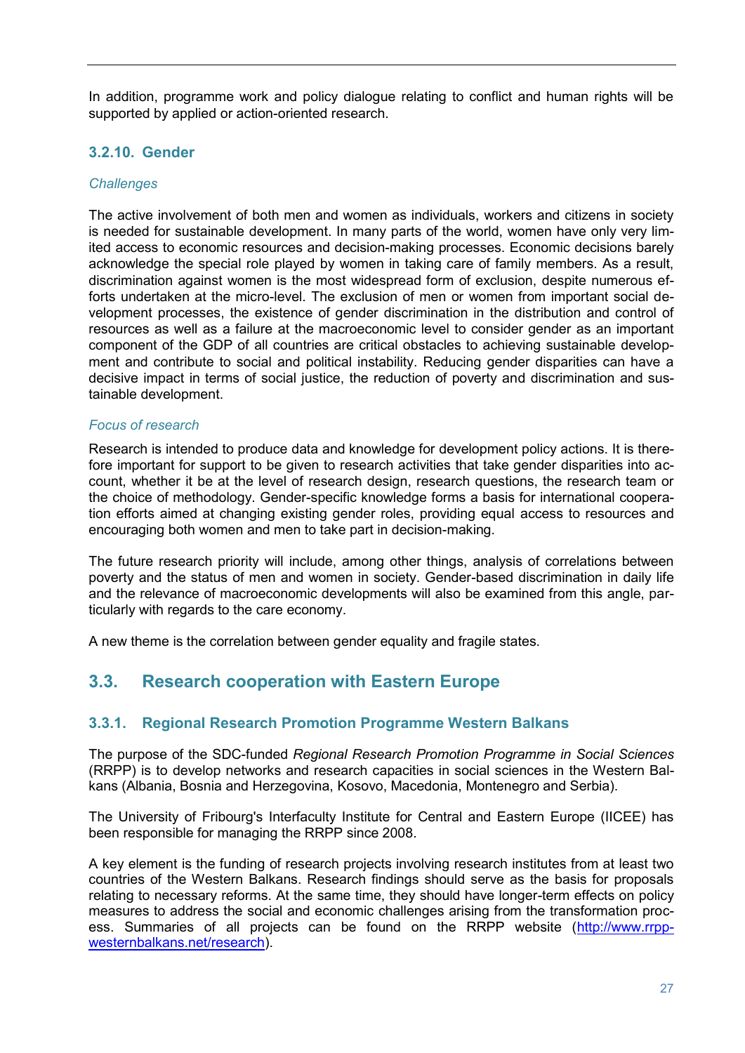In addition, programme work and policy dialogue relating to conflict and human rights will be supported by applied or action-oriented research.

### 3.2.10. Gender

*Challenges*

The active involvement of both men and women as individuals, workers and citizens in society is needed for sustainable development. In many parts of the world, women have only very limited access to economic resources and decision-making processes. Economic decisions barely acknowledge the special role played by women in taking care of family members. As a result, discrimination against women is the most widespread form of exclusion, despite numerous efforts undertaken at the micro-level. The exclusion of men or women from important social development processes, the existence of gender discrimination in the distribution and control of resources as well as a failure at the macroeconomic level to consider gender as an important component of the GDP of all countries are critical obstacles to achieving sustainable development and contribute to social and political instability. Reducing gender disparities can have a decisive impact in terms of social justice, the reduction of poverty and discrimination and sustainable development.

*Focus of research*

Research is intended to produce data and knowledge for development policy actions. It is therefore important for support to be given to research activities that take gender disparities into account, whether it be at the level of research design, research questions, the research team or the choice of methodology. Gender-specific knowledge forms a basis for international cooperation efforts aimed at changing existing gender roles, providing equal access to resources and encouraging both women and men to take part in decision-making.

The future research priority will include, among other things, analysis of correlations between poverty and the status of men and women in society. Gender-based discrimination in daily life and the relevance of macroeconomic developments will also be examined from this angle, particularly with regards to the care economy.

A new theme is the correlation between gender equality and fragile states.

## 3.3. Research cooperation with Eastern Europe

### 3.3.1. Regional Research Promotion Programme Western Balkans

The purpose of the SDC-funded *Regional Research Promotion Programme in Social Sciences* (RRPP) is to develop networks and research capacities in social sciences in the Western Balkans (Albania, Bosnia and Herzegovina, Kosovo, Macedonia, Montenegro and Serbia).

The University of Fribourg's Interfaculty Institute for Central and Eastern Europe (IICEE) has been responsible for managing the RRPP since 2008.

A key element is the funding of research projects involving research institutes from at least two countries of the Western Balkans. Research findings should serve as the basis for proposals relating to necessary reforms. At the same time, they should have longer-term effects on policy measures to address the social and economic challenges arising from the transformation process. Summaries of all projects can be found on the RRPP website (http://www.rrpp-westernbalkans.net/research).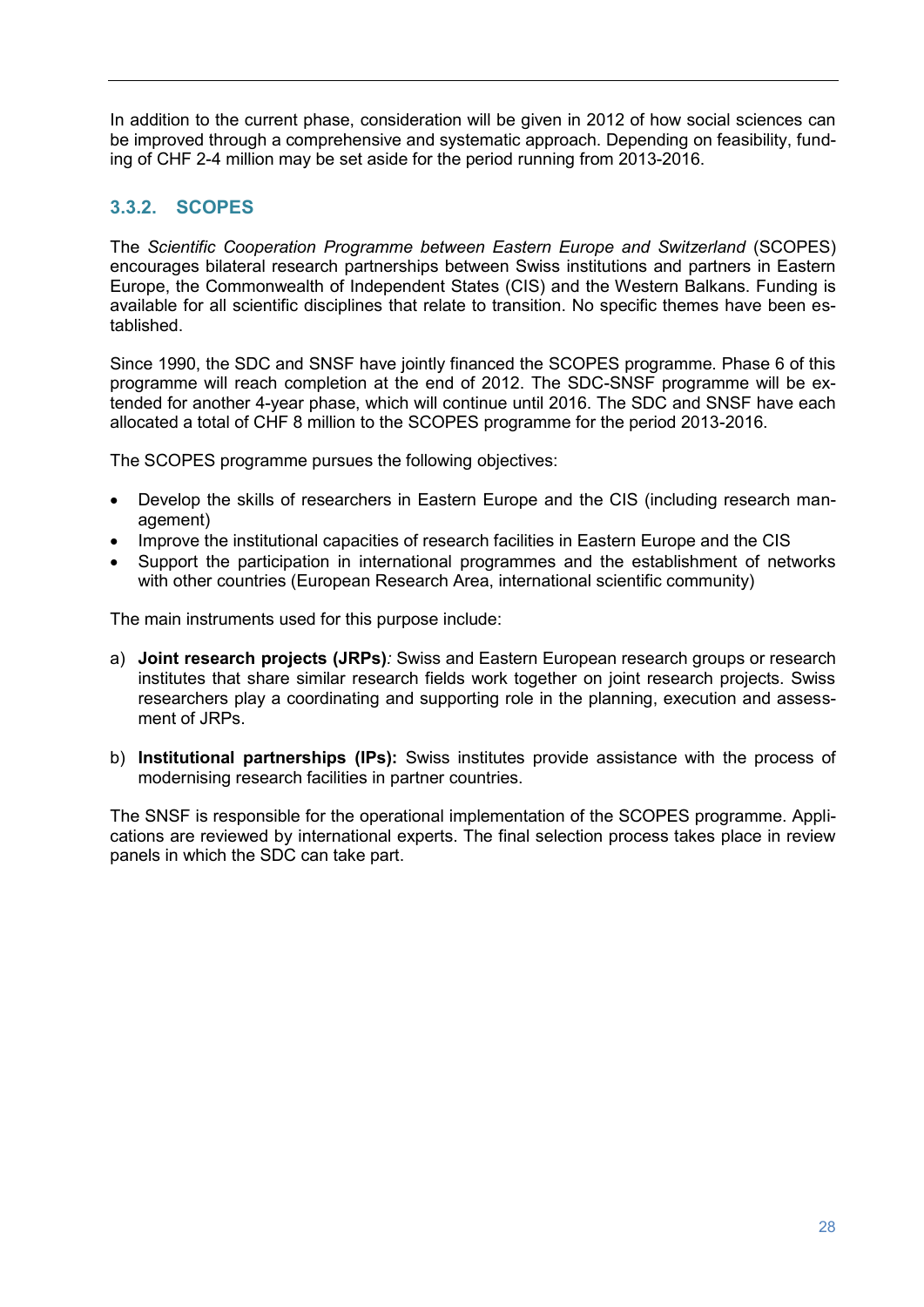In addition to the current phase, consideration will be given in 2012 of how social sciences can be improved through a comprehensive and systematic approach. Depending on feasibility, funding of CHF 2-4 million may be set aside for the period running from 2013-2016.

### 3.3.2. SCOPES

The *Scientific Cooperation Programme between Eastern Europe and Switzerland* (SCOPES) encourages bilateral research partnerships between Swiss institutions and partners in Eastern Europe, the Commonwealth of Independent States (CIS) and the Western Balkans. Funding is available for all scientific disciplines that relate to transition. No specific themes have been established.

Since 1990, the SDC and SNSF have jointly financed the SCOPES programme. Phase 6 of this programme will reach completion at the end of 2012. The SDC-SNSF programme will be extended for another 4-year phase, which will continue until 2016. The SDC and SNSF have each allocated a total of CHF 8 million to the SCOPES programme for the period 2013-2016.

The SCOPES programme pursues the following objectives:

- Develop the skills of researchers in Eastern Europe and the CIS (including research management)
- Improve the institutional capacities of research facilities in Eastern Europe and the CIS
- Support the participation in international programmes and the establishment of networks with other countries (European Research Area, international scientific community)

The main instruments used for this purpose include:

a) **Joint research projects (JRPs)***:* Swiss and Eastern European research groups or research institutes that share similar research fields work together on joint research projects. Swiss researchers play a coordinating and supporting role in the planning, execution and assessment of JRPs.

b) **Institutional partnerships (IPs):** Swiss institutes provide assistance with the process of modernising research facilities in partner countries.

The SNSF is responsible for the operational implementation of the SCOPES programme. Applications are reviewed by international experts. The final selection process takes place in review panels in which the SDC can take part.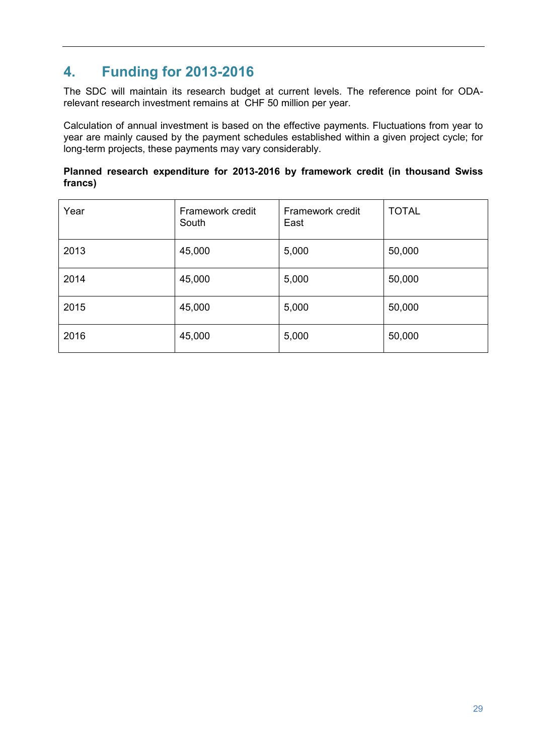# 4. Funding for 2013-2016

The SDC will maintain its research budget at current levels. The reference point for ODA-relevant research investment remains at CHF 50 million per year.

Calculation of annual investment is based on the effective payments. Fluctuations from year to year are mainly caused by the payment schedules established within a given project cycle; for long-term projects, these payments may vary considerably.

**Planned research expenditure for 2013-2016 by framework credit (in thousand Swiss francs)**

| Year | Framework credit South | Framework credit East | TOTAL |
|---|---|---|---|
| 2013 | 45,000 | 5,000 | 50,000 |
| 2014 | 45,000 | 5,000 | 50,000 |
| 2015 | 45,000 | 5,000 | 50,000 |
| 2016 | 45,000 | 5,000 | 50,000 |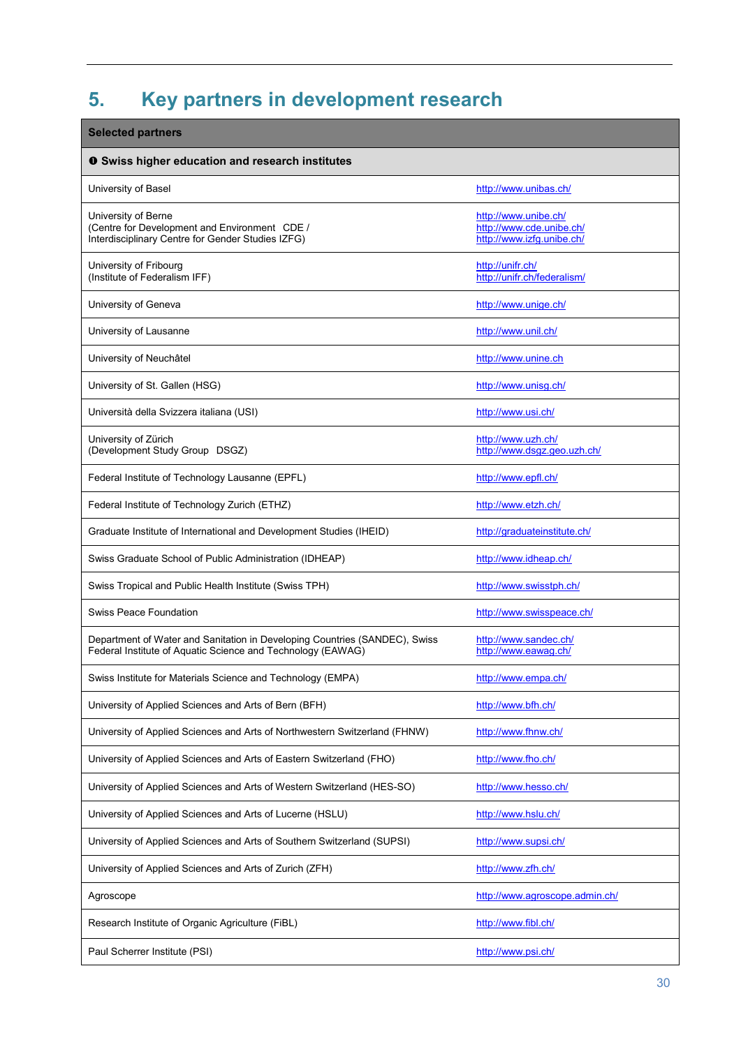# 5. Key partners in development research

| Selected partners | |
|---|---|
| **❶ Swiss higher education and research institutes** | |
| University of Basel | http://www.unibas.ch/ |
| University of Berne<br>(Centre for Development and Environment CDE /<br>Interdisciplinary Centre for Gender Studies IZFG) | http://www.unibe.ch/<br>http://www.cde.unibe.ch/<br>http://www.izfg.unibe.ch/ |
| University of Fribourg<br>(Institute of Federalism IFF) | http://unifr.ch/<br>http://unifr.ch/federalism/ |
| University of Geneva | http://www.unige.ch/ |
| University of Lausanne | http://www.unil.ch/ |
| University of Neuchâtel | http://www.unine.ch |
| University of St. Gallen (HSG) | http://www.unisg.ch/ |
| Università della Svizzera italiana (USI) | http://www.usi.ch/ |
| University of Zürich<br>(Development Study Group DSGZ) | http://www.uzh.ch/<br>http://www.dsgz.geo.uzh.ch/ |
| Federal Institute of Technology Lausanne (EPFL) | http://www.epfl.ch/ |
| Federal Institute of Technology Zurich (ETHZ) | http://www.etzh.ch/ |
| Graduate Institute of International and Development Studies (IHEID) | http://graduateinstitute.ch/ |
| Swiss Graduate School of Public Administration (IDHEAP) | http://www.idheap.ch/ |
| Swiss Tropical and Public Health Institute (Swiss TPH) | http://www.swisstph.ch/ |
| Swiss Peace Foundation | http://www.swisspeace.ch/ |
| Department of Water and Sanitation in Developing Countries (SANDEC), Swiss Federal Institute of Aquatic Science and Technology (EAWAG) | http://www.sandec.ch/<br>http://www.eawag.ch/ |
| Swiss Institute for Materials Science and Technology (EMPA) | http://www.empa.ch/ |
| University of Applied Sciences and Arts of Bern (BFH) | http://www.bfh.ch/ |
| University of Applied Sciences and Arts of Northwestern Switzerland (FHNW) | http://www.fhnw.ch/ |
| University of Applied Sciences and Arts of Eastern Switzerland (FHO) | http://www.fho.ch/ |
| University of Applied Sciences and Arts of Western Switzerland (HES-SO) | http://www.hesso.ch/ |
| University of Applied Sciences and Arts of Lucerne (HSLU) | http://www.hslu.ch/ |
| University of Applied Sciences and Arts of Southern Switzerland (SUPSI) | http://www.supsi.ch/ |
| University of Applied Sciences and Arts of Zurich (ZFH) | http://www.zfh.ch/ |
| Agroscope | http://www.agroscope.admin.ch/ |
| Research Institute of Organic Agriculture (FiBL) | http://www.fibl.ch/ |
| Paul Scherrer Institute (PSI) | http://www.psi.ch/ |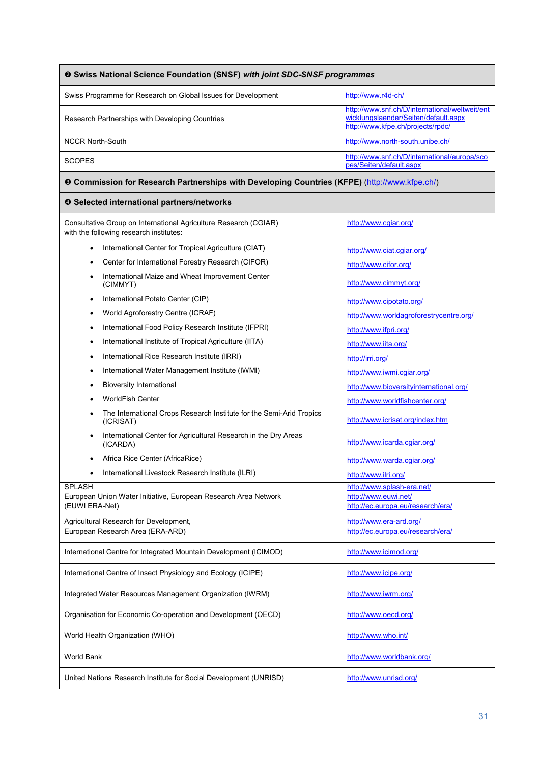| ❷ Swiss National Science Foundation (SNSF) *with joint SDC-SNSF programmes* | |
|---|---|
| Swiss Programme for Research on Global Issues for Development | http://www.r4d-ch/ |
| Research Partnerships with Developing Countries | http://www.snf.ch/D/international/weltweit/entwicklungslaender/Seiten/default.aspx http://www.kfpe.ch/projects/rpdc/ |
| NCCR North-South | http://www.north-south.unibe.ch/ |
| SCOPES | http://www.snf.ch/D/international/europa/scopes/Seiten/default.aspx |
| **❸ Commission for Research Partnerships with Developing Countries (KFPE)** (http://www.kfpe.ch/) | |
| **❹ Selected international partners/networks** | |
| Consultative Group on International Agriculture Research (CGIAR) with the following research institutes: | http://www.cgiar.org/ |
| • International Center for Tropical Agriculture (CIAT) | http://www.ciat.cgiar.org/ |
| • Center for International Forestry Research (CIFOR) | http://www.cifor.org/ |
| • International Maize and Wheat Improvement Center (CIMMYT) | http://www.cimmyt.org/ |
| • International Potato Center (CIP) | http://www.cipotato.org/ |
| • World Agroforestry Centre (ICRAF) | http://www.worldagroforestrycentre.org/ |
| • International Food Policy Research Institute (IFPRI) | http://www.ifpri.org/ |
| • International Institute of Tropical Agriculture (IITA) | http://www.iita.org/ |
| • International Rice Research Institute (IRRI) | http://irri.org/ |
| • International Water Management Institute (IWMI) | http://www.iwmi.cgiar.org/ |
| • Bioversity International | http://www.bioversityinternational.org/ |
| • WorldFish Center | http://www.worldfishcenter.org/ |
| • The International Crops Research Institute for the Semi-Arid Tropics (ICRISAT) | http://www.icrisat.org/index.htm |
| • International Center for Agricultural Research in the Dry Areas (ICARDA) | http://www.icarda.cgiar.org/ |
| • Africa Rice Center (AfricaRice) | http://www.warda.cgiar.org/ |
| • International Livestock Research Institute (ILRI) | http://www.ilri.org/ |
| SPLASH European Union Water Initiative, European Research Area Network (EUWI ERA-Net) | http://www.splash-era.net/ http://www.euwi.net/ http://ec.europa.eu/research/era/ |
| Agricultural Research for Development, European Research Area (ERA-ARD) | http://www.era-ard.org/ http://ec.europa.eu/research/era/ |
| International Centre for Integrated Mountain Development (ICIMOD) | http://www.icimod.org/ |
| International Centre of Insect Physiology and Ecology (ICIPE) | http://www.icipe.org/ |
| Integrated Water Resources Management Organization (IWRM) | http://www.iwrm.org/ |
| Organisation for Economic Co-operation and Development (OECD) | http://www.oecd.org/ |
| World Health Organization (WHO) | http://www.who.int/ |
| World Bank | http://www.worldbank.org/ |
| United Nations Research Institute for Social Development (UNRISD) | http://www.unrisd.org/ |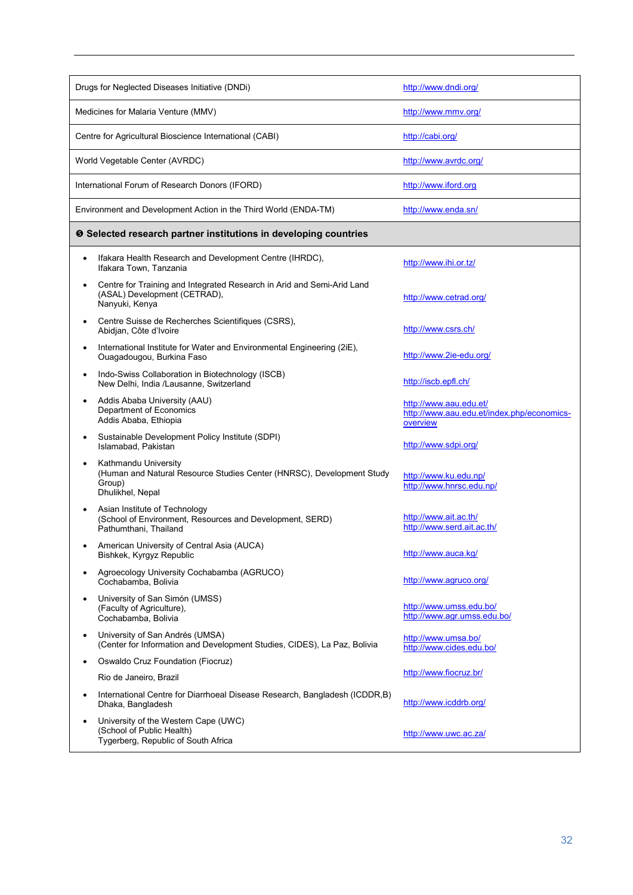| | |
|---|---|
| Drugs for Neglected Diseases Initiative (DNDi) | http://www.dndi.org/ |
| Medicines for Malaria Venture (MMV) | http://www.mmv.org/ |
| Centre for Agricultural Bioscience International (CABI) | http://cabi.org/ |
| World Vegetable Center (AVRDC) | http://www.avrdc.org/ |
| International Forum of Research Donors (IFORD) | http://www.iford.org |
| Environment and Development Action in the Third World (ENDA-TM) | http://www.enda.sn/ |
| **❺ Selected research partner institutions in developing countries** | |
| • Ifakara Health Research and Development Centre (IHRDC), Ifakara Town, Tanzania | http://www.ihi.or.tz/ |
| • Centre for Training and Integrated Research in Arid and Semi-Arid Land (ASAL) Development (CETRAD), Nanyuki, Kenya | http://www.cetrad.org/ |
| • Centre Suisse de Recherches Scientifiques (CSRS), Abidjan, Côte d'Ivoire | http://www.csrs.ch/ |
| • International Institute for Water and Environmental Engineering (2iE), Ouagadougou, Burkina Faso | http://www.2ie-edu.org/ |
| • Indo-Swiss Collaboration in Biotechnology (ISCB) New Delhi, India /Lausanne, Switzerland | http://iscb.epfl.ch/ |
| • Addis Ababa University (AAU) Department of Economics Addis Ababa, Ethiopia | http://www.aau.edu.et/ http://www.aau.edu.et/index.php/economics-overview |
| • Sustainable Development Policy Institute (SDPI) Islamabad, Pakistan | http://www.sdpi.org/ |
| • Kathmandu University (Human and Natural Resource Studies Center (HNRSC), Development Study Group) Dhulikhel, Nepal | http://www.ku.edu.np/ http://www.hnrsc.edu.np/ |
| • Asian Institute of Technology (School of Environment, Resources and Development, SERD) Pathumthani, Thailand | http://www.ait.ac.th/ http://www.serd.ait.ac.th/ |
| • American University of Central Asia (AUCA) Bishkek, Kyrgyz Republic | http://www.auca.kg/ |
| • Agroecology University Cochabamba (AGRUCO) Cochabamba, Bolivia | http://www.agruco.org/ |
| • University of San Simón (UMSS) (Faculty of Agriculture), Cochabamba, Bolivia | http://www.umss.edu.bo/ http://www.agr.umss.edu.bo/ |
| • University of San Andrés (UMSA) (Center for Information and Development Studies, CIDES), La Paz, Bolivia | http://www.umsa.bo/ http://www.cides.edu.bo/ |
| • Oswaldo Cruz Foundation (Fiocruz) Rio de Janeiro, Brazil | http://www.fiocruz.br/ |
| • International Centre for Diarrhoeal Disease Research, Bangladesh (ICDDR,B) Dhaka, Bangladesh | http://www.icddrb.org/ |
| • University of the Western Cape (UWC) (School of Public Health) Tygerberg, Republic of South Africa | http://www.uwc.ac.za/ |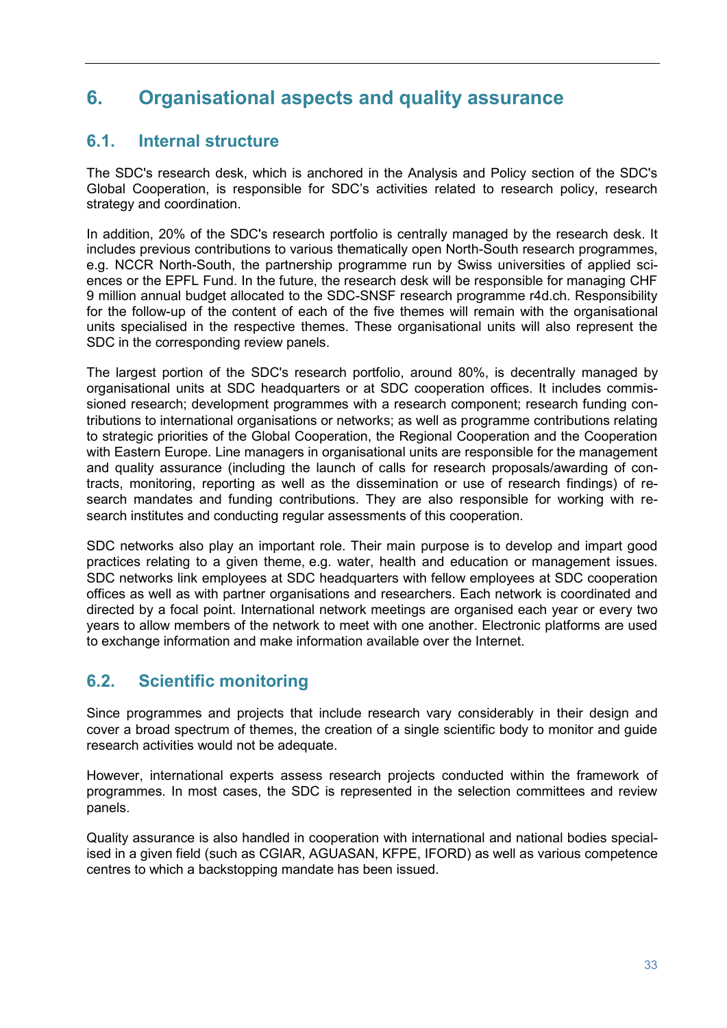# 6. Organisational aspects and quality assurance

## 6.1. Internal structure

The SDC's research desk, which is anchored in the Analysis and Policy section of the SDC's Global Cooperation, is responsible for SDC's activities related to research policy, research strategy and coordination.

In addition, 20% of the SDC's research portfolio is centrally managed by the research desk. It includes previous contributions to various thematically open North-South research programmes, e.g. NCCR North-South, the partnership programme run by Swiss universities of applied sciences or the EPFL Fund. In the future, the research desk will be responsible for managing CHF 9 million annual budget allocated to the SDC-SNSF research programme r4d.ch. Responsibility for the follow-up of the content of each of the five themes will remain with the organisational units specialised in the respective themes. These organisational units will also represent the SDC in the corresponding review panels.

The largest portion of the SDC's research portfolio, around 80%, is decentrally managed by organisational units at SDC headquarters or at SDC cooperation offices. It includes commissioned research; development programmes with a research component; research funding contributions to international organisations or networks; as well as programme contributions relating to strategic priorities of the Global Cooperation, the Regional Cooperation and the Cooperation with Eastern Europe. Line managers in organisational units are responsible for the management and quality assurance (including the launch of calls for research proposals/awarding of contracts, monitoring, reporting as well as the dissemination or use of research findings) of research mandates and funding contributions. They are also responsible for working with research institutes and conducting regular assessments of this cooperation.

SDC networks also play an important role. Their main purpose is to develop and impart good practices relating to a given theme, e.g. water, health and education or management issues. SDC networks link employees at SDC headquarters with fellow employees at SDC cooperation offices as well as with partner organisations and researchers. Each network is coordinated and directed by a focal point. International network meetings are organised each year or every two years to allow members of the network to meet with one another. Electronic platforms are used to exchange information and make information available over the Internet.

## 6.2. Scientific monitoring

Since programmes and projects that include research vary considerably in their design and cover a broad spectrum of themes, the creation of a single scientific body to monitor and guide research activities would not be adequate.

However, international experts assess research projects conducted within the framework of programmes. In most cases, the SDC is represented in the selection committees and review panels.

Quality assurance is also handled in cooperation with international and national bodies specialised in a given field (such as CGIAR, AGUASAN, KFPE, IFORD) as well as various competence centres to which a backstopping mandate has been issued.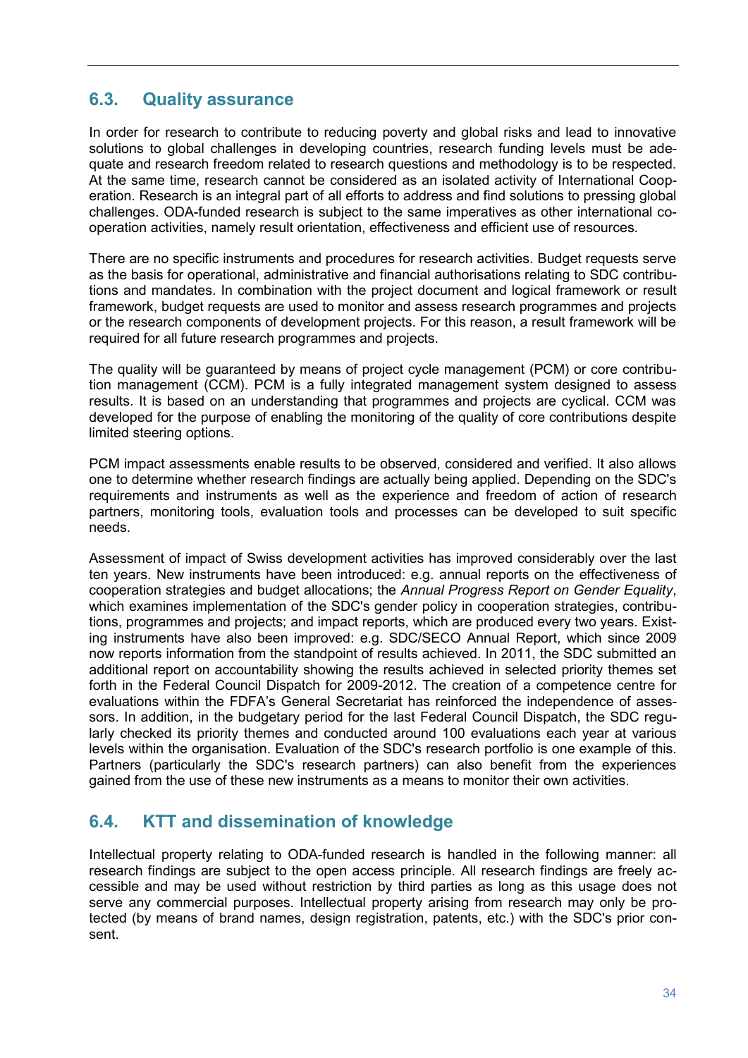## 6.3. Quality assurance

In order for research to contribute to reducing poverty and global risks and lead to innovative solutions to global challenges in developing countries, research funding levels must be adequate and research freedom related to research questions and methodology is to be respected. At the same time, research cannot be considered as an isolated activity of International Cooperation. Research is an integral part of all efforts to address and find solutions to pressing global challenges. ODA-funded research is subject to the same imperatives as other international cooperation activities, namely result orientation, effectiveness and efficient use of resources.

There are no specific instruments and procedures for research activities. Budget requests serve as the basis for operational, administrative and financial authorisations relating to SDC contributions and mandates. In combination with the project document and logical framework or result framework, budget requests are used to monitor and assess research programmes and projects or the research components of development projects. For this reason, a result framework will be required for all future research programmes and projects.

The quality will be guaranteed by means of project cycle management (PCM) or core contribution management (CCM). PCM is a fully integrated management system designed to assess results. It is based on an understanding that programmes and projects are cyclical. CCM was developed for the purpose of enabling the monitoring of the quality of core contributions despite limited steering options.

PCM impact assessments enable results to be observed, considered and verified. It also allows one to determine whether research findings are actually being applied. Depending on the SDC's requirements and instruments as well as the experience and freedom of action of research partners, monitoring tools, evaluation tools and processes can be developed to suit specific needs.

Assessment of impact of Swiss development activities has improved considerably over the last ten years. New instruments have been introduced: e.g. annual reports on the effectiveness of cooperation strategies and budget allocations; the *Annual Progress Report on Gender Equality*, which examines implementation of the SDC's gender policy in cooperation strategies, contributions, programmes and projects; and impact reports, which are produced every two years. Existing instruments have also been improved: e.g. SDC/SECO Annual Report, which since 2009 now reports information from the standpoint of results achieved. In 2011, the SDC submitted an additional report on accountability showing the results achieved in selected priority themes set forth in the Federal Council Dispatch for 2009-2012. The creation of a competence centre for evaluations within the FDFA's General Secretariat has reinforced the independence of assessors. In addition, in the budgetary period for the last Federal Council Dispatch, the SDC regularly checked its priority themes and conducted around 100 evaluations each year at various levels within the organisation. Evaluation of the SDC's research portfolio is one example of this. Partners (particularly the SDC's research partners) can also benefit from the experiences gained from the use of these new instruments as a means to monitor their own activities.

## 6.4. KTT and dissemination of knowledge

Intellectual property relating to ODA-funded research is handled in the following manner: all research findings are subject to the open access principle. All research findings are freely accessible and may be used without restriction by third parties as long as this usage does not serve any commercial purposes. Intellectual property arising from research may only be protected (by means of brand names, design registration, patents, etc.) with the SDC's prior consent.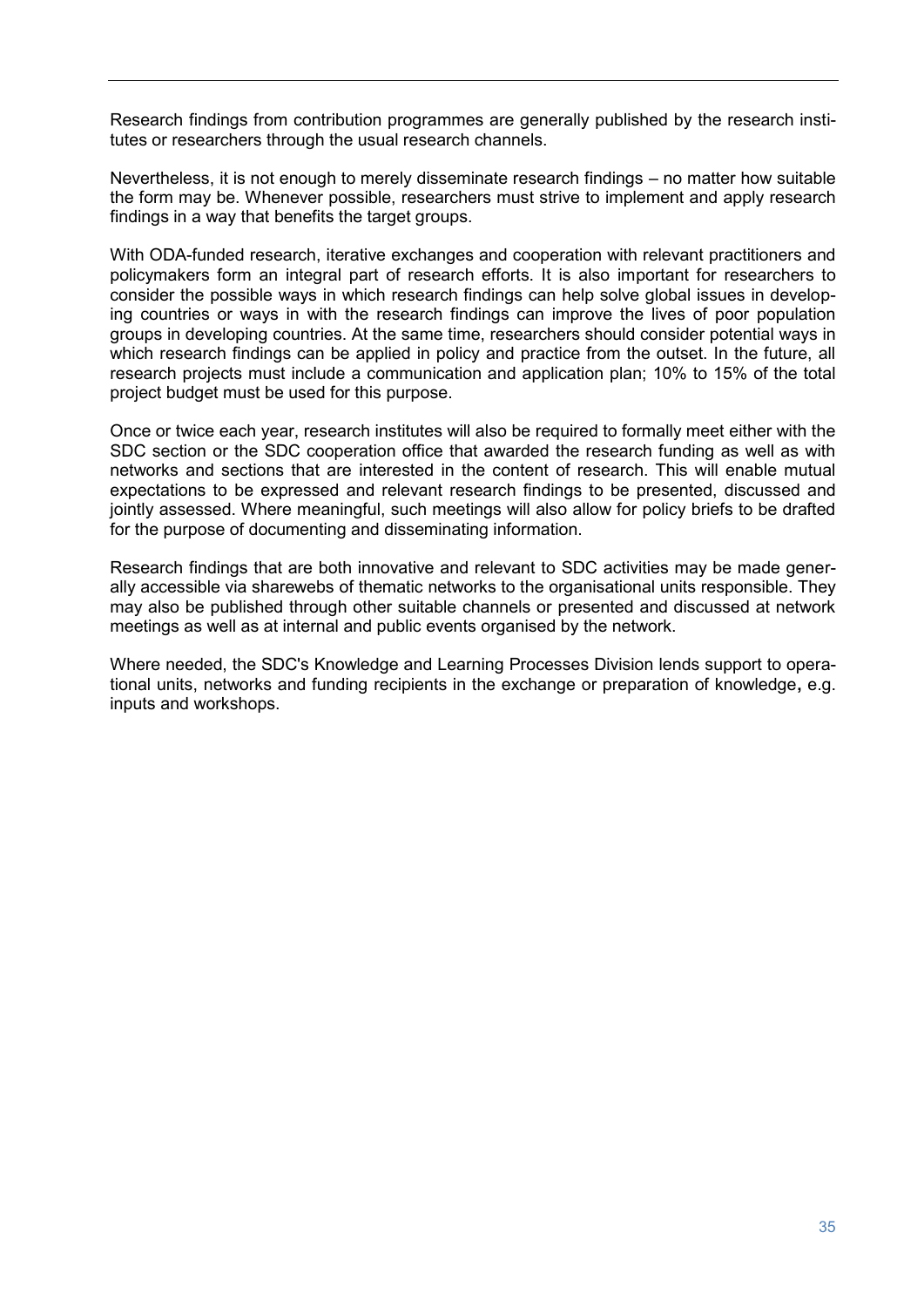Research findings from contribution programmes are generally published by the research institutes or researchers through the usual research channels.

Nevertheless, it is not enough to merely disseminate research findings – no matter how suitable the form may be. Whenever possible, researchers must strive to implement and apply research findings in a way that benefits the target groups.

With ODA-funded research, iterative exchanges and cooperation with relevant practitioners and policymakers form an integral part of research efforts. It is also important for researchers to consider the possible ways in which research findings can help solve global issues in developing countries or ways in with the research findings can improve the lives of poor population groups in developing countries. At the same time, researchers should consider potential ways in which research findings can be applied in policy and practice from the outset. In the future, all research projects must include a communication and application plan; 10% to 15% of the total project budget must be used for this purpose.

Once or twice each year, research institutes will also be required to formally meet either with the SDC section or the SDC cooperation office that awarded the research funding as well as with networks and sections that are interested in the content of research. This will enable mutual expectations to be expressed and relevant research findings to be presented, discussed and jointly assessed. Where meaningful, such meetings will also allow for policy briefs to be drafted for the purpose of documenting and disseminating information.

Research findings that are both innovative and relevant to SDC activities may be made generally accessible via sharewebs of thematic networks to the organisational units responsible. They may also be published through other suitable channels or presented and discussed at network meetings as well as at internal and public events organised by the network.

Where needed, the SDC's Knowledge and Learning Processes Division lends support to operational units, networks and funding recipients in the exchange or preparation of knowledge, e.g. inputs and workshops.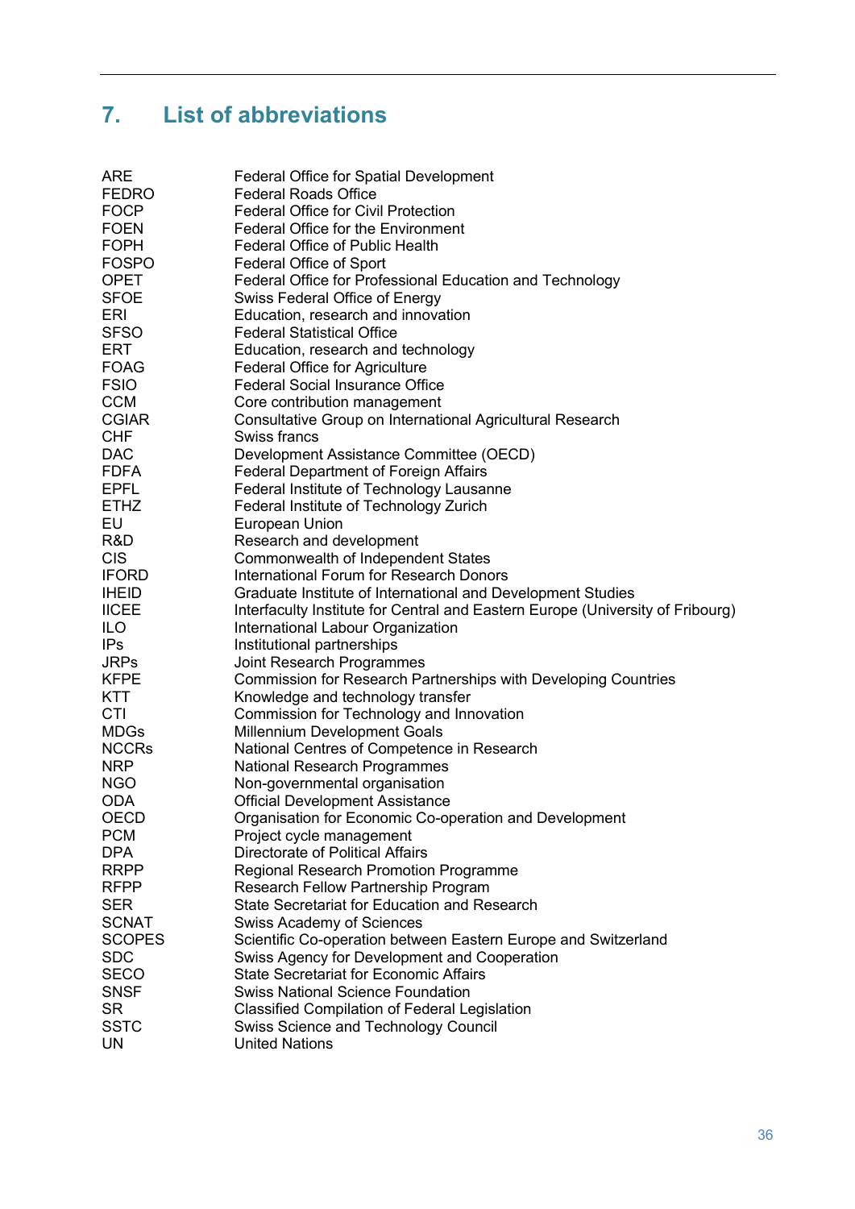## 7. List of abbreviations

| | |
|---|---|
| ARE | Federal Office for Spatial Development |
| FEDRO | Federal Roads Office |
| FOCP | Federal Office for Civil Protection |
| FOEN | Federal Office for the Environment |
| FOPH | Federal Office of Public Health |
| FOSPO | Federal Office of Sport |
| OPET | Federal Office for Professional Education and Technology |
| SFOE | Swiss Federal Office of Energy |
| ERI | Education, research and innovation |
| SFSO | Federal Statistical Office |
| ERT | Education, research and technology |
| FOAG | Federal Office for Agriculture |
| FSIO | Federal Social Insurance Office |
| CCM | Core contribution management |
| CGIAR | Consultative Group on International Agricultural Research |
| CHF | Swiss francs |
| DAC | Development Assistance Committee (OECD) |
| FDFA | Federal Department of Foreign Affairs |
| EPFL | Federal Institute of Technology Lausanne |
| ETHZ | Federal Institute of Technology Zurich |
| EU | European Union |
| R&D | Research and development |
| CIS | Commonwealth of Independent States |
| IFORD | International Forum for Research Donors |
| IHEID | Graduate Institute of International and Development Studies |
| IICEE | Interfaculty Institute for Central and Eastern Europe (University of Fribourg) |
| ILO | International Labour Organization |
| IPs | Institutional partnerships |
| JRPs | Joint Research Programmes |
| KFPE | Commission for Research Partnerships with Developing Countries |
| KTT | Knowledge and technology transfer |
| CTI | Commission for Technology and Innovation |
| MDGs | Millennium Development Goals |
| NCCRs | National Centres of Competence in Research |
| NRP | National Research Programmes |
| NGO | Non-governmental organisation |
| ODA | Official Development Assistance |
| OECD | Organisation for Economic Co-operation and Development |
| PCM | Project cycle management |
| DPA | Directorate of Political Affairs |
| RRPP | Regional Research Promotion Programme |
| RFPP | Research Fellow Partnership Program |
| SER | State Secretariat for Education and Research |
| SCNAT | Swiss Academy of Sciences |
| SCOPES | Scientific Co-operation between Eastern Europe and Switzerland |
| SDC | Swiss Agency for Development and Cooperation |
| SECO | State Secretariat for Economic Affairs |
| SNSF | Swiss National Science Foundation |
| SR | Classified Compilation of Federal Legislation |
| SSTC | Swiss Science and Technology Council |
| UN | United Nations |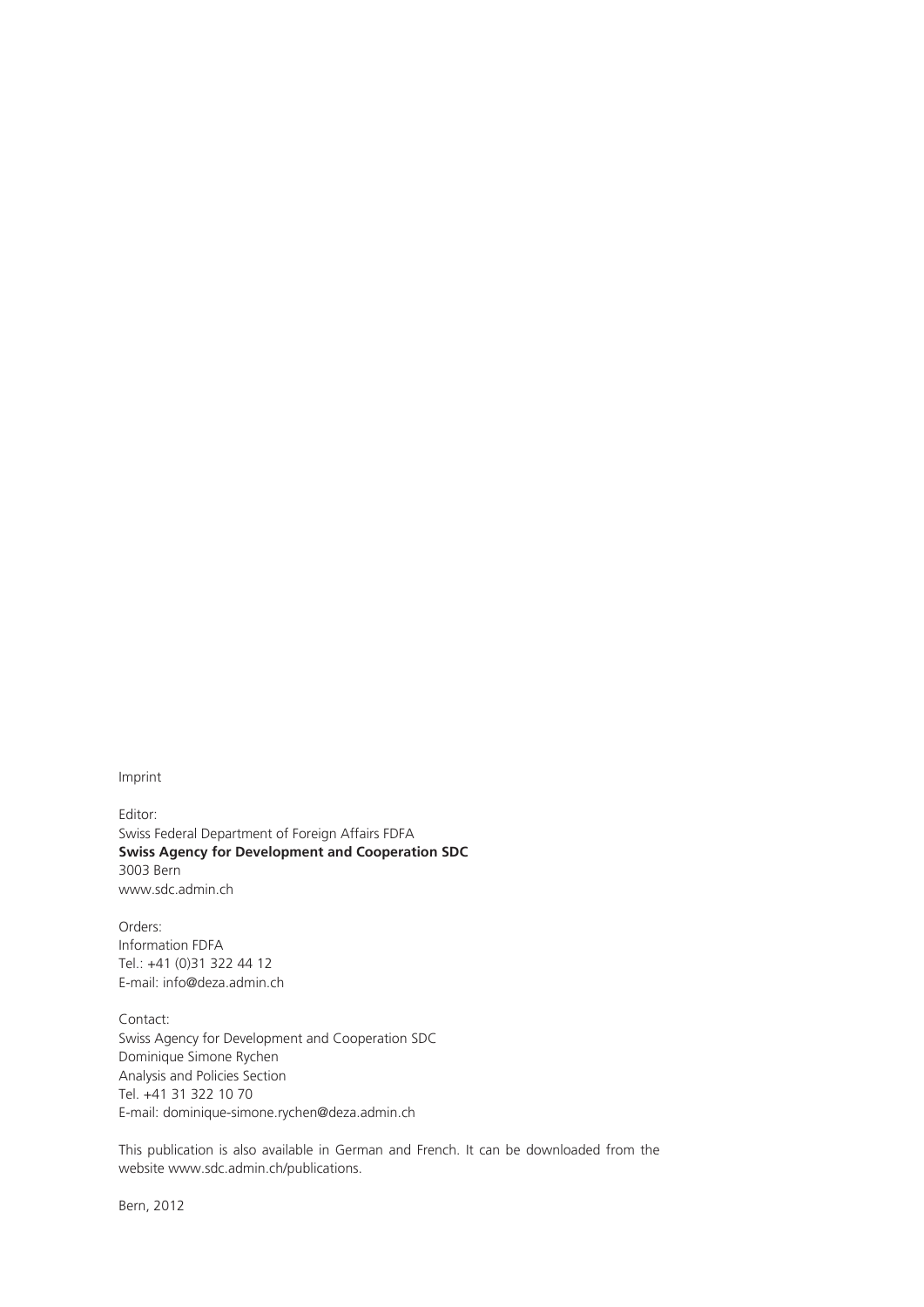Imprint

Editor:
Swiss Federal Department of Foreign Affairs FDFA
**Swiss Agency for Development and Cooperation SDC**
3003 Bern
www.sdc.admin.ch

Orders:
Information FDFA
Tel.: +41 (0)31 322 44 12
E-mail: info@deza.admin.ch

Contact:
Swiss Agency for Development and Cooperation SDC
Dominique Simone Rychen
Analysis and Policies Section
Tel. +41 31 322 10 70
E-mail: dominique-simone.rychen@deza.admin.ch

This publication is also available in German and French. It can be downloaded from the website www.sdc.admin.ch/publications.

Bern, 2012